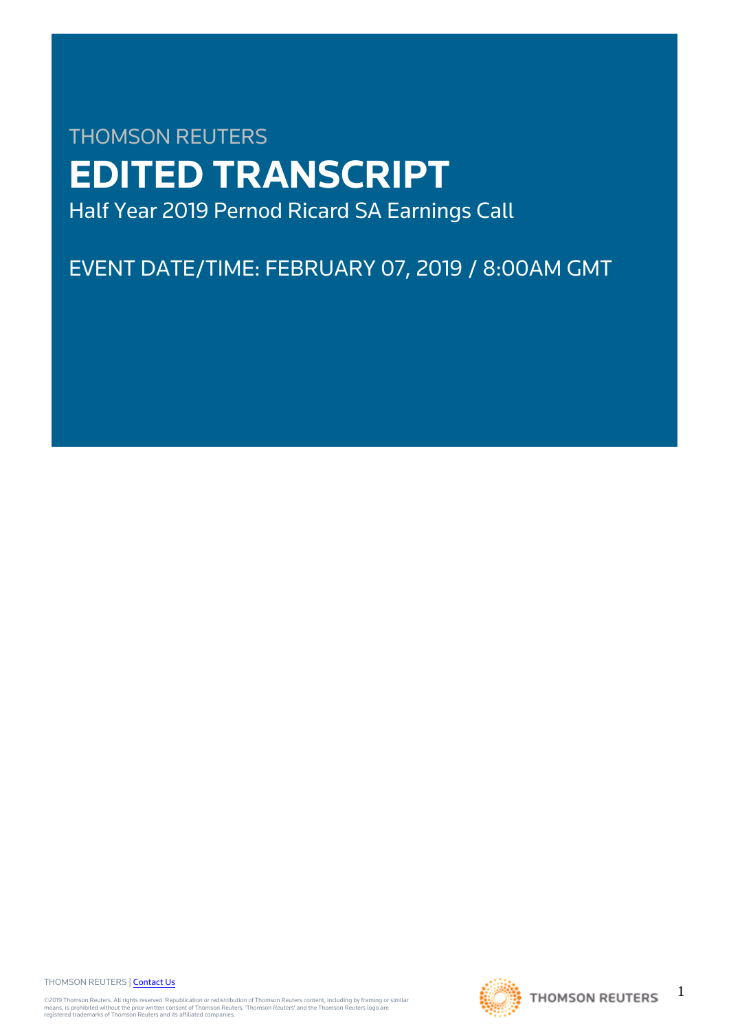THOMSON REUTERS

# EDITED TRANSCRIPT

Half Year 2019 Pernod Ricard SA Earnings Call

EVENT DATE/TIME: FEBRUARY 07, 2019 / 8:00AM GMT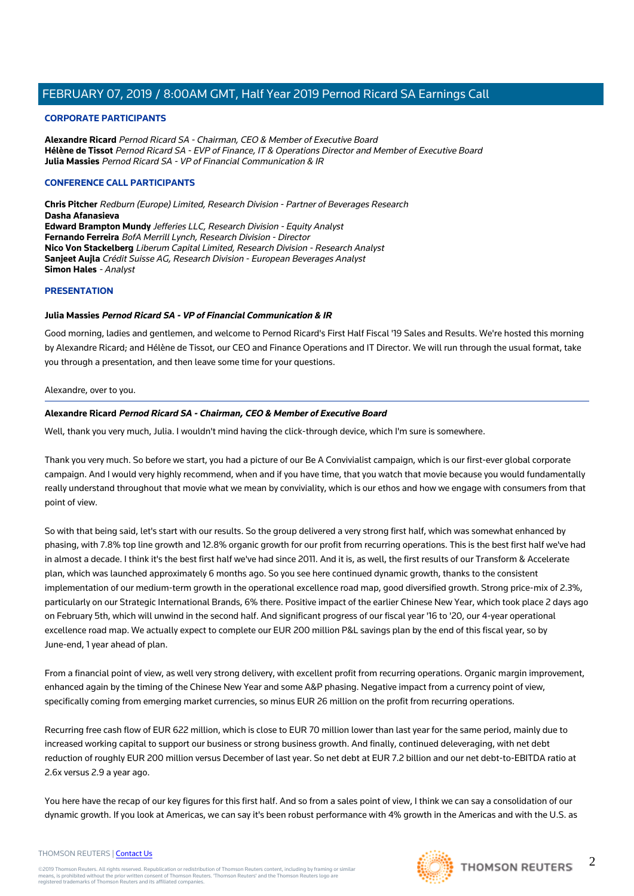## CORPORATE PARTICIPANTS

**Alexandre Ricard** *Pernod Ricard SA - Chairman, CEO & Member of Executive Board*
**Hélène de Tissot** *Pernod Ricard SA - EVP of Finance, IT & Operations Director and Member of Executive Board*
**Julia Massies** *Pernod Ricard SA - VP of Financial Communication & IR*

## CONFERENCE CALL PARTICIPANTS

**Chris Pitcher** *Redburn (Europe) Limited, Research Division - Partner of Beverages Research*
**Dasha Afanasieva**
**Edward Brampton Mundy** *Jefferies LLC, Research Division - Equity Analyst*
**Fernando Ferreira** *BofA Merrill Lynch, Research Division - Director*
**Nico Von Stackelberg** *Liberum Capital Limited, Research Division - Research Analyst*
**Sanjeet Aujla** *Crédit Suisse AG, Research Division - European Beverages Analyst*
**Simon Hales** *- Analyst*

## PRESENTATION

### Julia Massies *Pernod Ricard SA - VP of Financial Communication & IR*

Good morning, ladies and gentlemen, and welcome to Pernod Ricard's First Half Fiscal '19 Sales and Results. We're hosted this morning by Alexandre Ricard; and Hélène de Tissot, our CEO and Finance Operations and IT Director. We will run through the usual format, take you through a presentation, and then leave some time for your questions.

Alexandre, over to you.

---

### Alexandre Ricard *Pernod Ricard SA - Chairman, CEO & Member of Executive Board*

Well, thank you very much, Julia. I wouldn't mind having the click-through device, which I'm sure is somewhere.

Thank you very much. So before we start, you had a picture of our Be A Convivialist campaign, which is our first-ever global corporate campaign. And I would very highly recommend, when and if you have time, that you watch that movie because you would fundamentally really understand throughout that movie what we mean by conviviality, which is our ethos and how we engage with consumers from that point of view.

So with that being said, let's start with our results. So the group delivered a very strong first half, which was somewhat enhanced by phasing, with 7.8% top line growth and 12.8% organic growth for our profit from recurring operations. This is the best first half we've had in almost a decade. I think it's the best first half we've had since 2011. And it is, as well, the first results of our Transform & Accelerate plan, which was launched approximately 6 months ago. So you see here continued dynamic growth, thanks to the consistent implementation of our medium-term growth in the operational excellence road map, good diversified growth. Strong price-mix of 2.3%, particularly on our Strategic International Brands, 6% there. Positive impact of the earlier Chinese New Year, which took place 2 days ago on February 5th, which will unwind in the second half. And significant progress of our fiscal year '16 to '20, our 4-year operational excellence road map. We actually expect to complete our EUR 200 million P&L savings plan by the end of this fiscal year, so by June-end, 1 year ahead of plan.

From a financial point of view, as well very strong delivery, with excellent profit from recurring operations. Organic margin improvement, enhanced again by the timing of the Chinese New Year and some A&P phasing. Negative impact from a currency point of view, specifically coming from emerging market currencies, so minus EUR 26 million on the profit from recurring operations.

Recurring free cash flow of EUR 622 million, which is close to EUR 70 million lower than last year for the same period, mainly due to increased working capital to support our business or strong business growth. And finally, continued deleveraging, with net debt reduction of roughly EUR 200 million versus December of last year. So net debt at EUR 7.2 billion and our net debt-to-EBITDA ratio at 2.6x versus 2.9 a year ago.

You here have the recap of our key figures for this first half. And so from a sales point of view, I think we can say a consolidation of our dynamic growth. If you look at Americas, we can say it's been robust performance with 4% growth in the Americas and with the U.S. as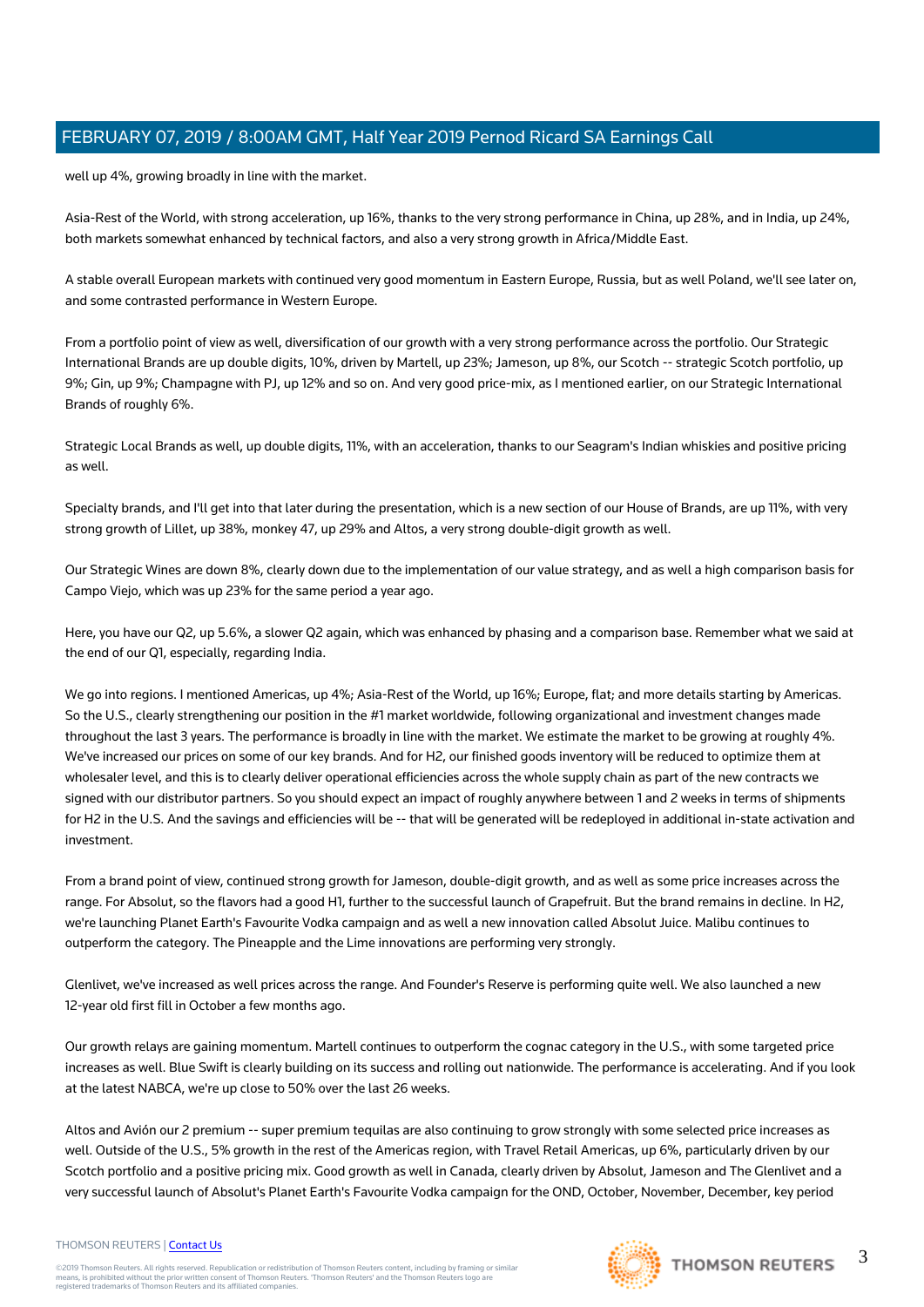well up 4%, growing broadly in line with the market.

Asia-Rest of the World, with strong acceleration, up 16%, thanks to the very strong performance in China, up 28%, and in India, up 24%, both markets somewhat enhanced by technical factors, and also a very strong growth in Africa/Middle East.

A stable overall European markets with continued very good momentum in Eastern Europe, Russia, but as well Poland, we'll see later on, and some contrasted performance in Western Europe.

From a portfolio point of view as well, diversification of our growth with a very strong performance across the portfolio. Our Strategic International Brands are up double digits, 10%, driven by Martell, up 23%; Jameson, up 8%, our Scotch -- strategic Scotch portfolio, up 9%; Gin, up 9%; Champagne with PJ, up 12% and so on. And very good price-mix, as I mentioned earlier, on our Strategic International Brands of roughly 6%.

Strategic Local Brands as well, up double digits, 11%, with an acceleration, thanks to our Seagram's Indian whiskies and positive pricing as well.

Specialty brands, and I'll get into that later during the presentation, which is a new section of our House of Brands, are up 11%, with very strong growth of Lillet, up 38%, monkey 47, up 29% and Altos, a very strong double-digit growth as well.

Our Strategic Wines are down 8%, clearly down due to the implementation of our value strategy, and as well a high comparison basis for Campo Viejo, which was up 23% for the same period a year ago.

Here, you have our Q2, up 5.6%, a slower Q2 again, which was enhanced by phasing and a comparison base. Remember what we said at the end of our Q1, especially, regarding India.

We go into regions. I mentioned Americas, up 4%; Asia-Rest of the World, up 16%; Europe, flat; and more details starting by Americas. So the U.S., clearly strengthening our position in the #1 market worldwide, following organizational and investment changes made throughout the last 3 years. The performance is broadly in line with the market. We estimate the market to be growing at roughly 4%. We've increased our prices on some of our key brands. And for H2, our finished goods inventory will be reduced to optimize them at wholesaler level, and this is to clearly deliver operational efficiencies across the whole supply chain as part of the new contracts we signed with our distributor partners. So you should expect an impact of roughly anywhere between 1 and 2 weeks in terms of shipments for H2 in the U.S. And the savings and efficiencies will be -- that will be generated will be redeployed in additional in-state activation and investment.

From a brand point of view, continued strong growth for Jameson, double-digit growth, and as well as some price increases across the range. For Absolut, so the flavors had a good H1, further to the successful launch of Grapefruit. But the brand remains in decline. In H2, we're launching Planet Earth's Favourite Vodka campaign and as well a new innovation called Absolut Juice. Malibu continues to outperform the category. The Pineapple and the Lime innovations are performing very strongly.

Glenlivet, we've increased as well prices across the range. And Founder's Reserve is performing quite well. We also launched a new 12-year old first fill in October a few months ago.

Our growth relays are gaining momentum. Martell continues to outperform the cognac category in the U.S., with some targeted price increases as well. Blue Swift is clearly building on its success and rolling out nationwide. The performance is accelerating. And if you look at the latest NABCA, we're up close to 50% over the last 26 weeks.

Altos and Avión our 2 premium -- super premium tequilas are also continuing to grow strongly with some selected price increases as well. Outside of the U.S., 5% growth in the rest of the Americas region, with Travel Retail Americas, up 6%, particularly driven by our Scotch portfolio and a positive pricing mix. Good growth as well in Canada, clearly driven by Absolut, Jameson and The Glenlivet and a very successful launch of Absolut's Planet Earth's Favourite Vodka campaign for the OND, October, November, December, key period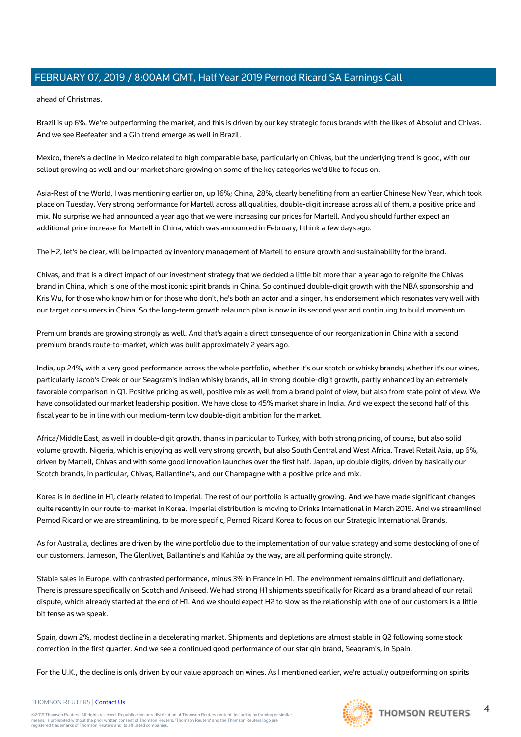ahead of Christmas.

Brazil is up 6%. We're outperforming the market, and this is driven by our key strategic focus brands with the likes of Absolut and Chivas. And we see Beefeater and a Gin trend emerge as well in Brazil.

Mexico, there's a decline in Mexico related to high comparable base, particularly on Chivas, but the underlying trend is good, with our sellout growing as well and our market share growing on some of the key categories we'd like to focus on.

Asia-Rest of the World, I was mentioning earlier on, up 16%; China, 28%, clearly benefiting from an earlier Chinese New Year, which took place on Tuesday. Very strong performance for Martell across all qualities, double-digit increase across all of them, a positive price and mix. No surprise we had announced a year ago that we were increasing our prices for Martell. And you should further expect an additional price increase for Martell in China, which was announced in February, I think a few days ago.

The H2, let's be clear, will be impacted by inventory management of Martell to ensure growth and sustainability for the brand.

Chivas, and that is a direct impact of our investment strategy that we decided a little bit more than a year ago to reignite the Chivas brand in China, which is one of the most iconic spirit brands in China. So continued double-digit growth with the NBA sponsorship and Kris Wu, for those who know him or for those who don't, he's both an actor and a singer, his endorsement which resonates very well with our target consumers in China. So the long-term growth relaunch plan is now in its second year and continuing to build momentum.

Premium brands are growing strongly as well. And that's again a direct consequence of our reorganization in China with a second premium brands route-to-market, which was built approximately 2 years ago.

India, up 24%, with a very good performance across the whole portfolio, whether it's our scotch or whisky brands; whether it's our wines, particularly Jacob's Creek or our Seagram's Indian whisky brands, all in strong double-digit growth, partly enhanced by an extremely favorable comparison in Q1. Positive pricing as well, positive mix as well from a brand point of view, but also from state point of view. We have consolidated our market leadership position. We have close to 45% market share in India. And we expect the second half of this fiscal year to be in line with our medium-term low double-digit ambition for the market.

Africa/Middle East, as well in double-digit growth, thanks in particular to Turkey, with both strong pricing, of course, but also solid volume growth. Nigeria, which is enjoying as well very strong growth, but also South Central and West Africa. Travel Retail Asia, up 6%, driven by Martell, Chivas and with some good innovation launches over the first half. Japan, up double digits, driven by basically our Scotch brands, in particular, Chivas, Ballantine's, and our Champagne with a positive price and mix.

Korea is in decline in H1, clearly related to Imperial. The rest of our portfolio is actually growing. And we have made significant changes quite recently in our route-to-market in Korea. Imperial distribution is moving to Drinks International in March 2019. And we streamlined Pernod Ricard or we are streamlining, to be more specific, Pernod Ricard Korea to focus on our Strategic International Brands.

As for Australia, declines are driven by the wine portfolio due to the implementation of our value strategy and some destocking of one of our customers. Jameson, The Glenlivet, Ballantine's and Kahlúa by the way, are all performing quite strongly.

Stable sales in Europe, with contrasted performance, minus 3% in France in H1. The environment remains difficult and deflationary. There is pressure specifically on Scotch and Aniseed. We had strong H1 shipments specifically for Ricard as a brand ahead of our retail dispute, which already started at the end of H1. And we should expect H2 to slow as the relationship with one of our customers is a little bit tense as we speak.

Spain, down 2%, modest decline in a decelerating market. Shipments and depletions are almost stable in Q2 following some stock correction in the first quarter. And we see a continued good performance of our star gin brand, Seagram's, in Spain.

For the U.K., the decline is only driven by our value approach on wines. As I mentioned earlier, we're actually outperforming on spirits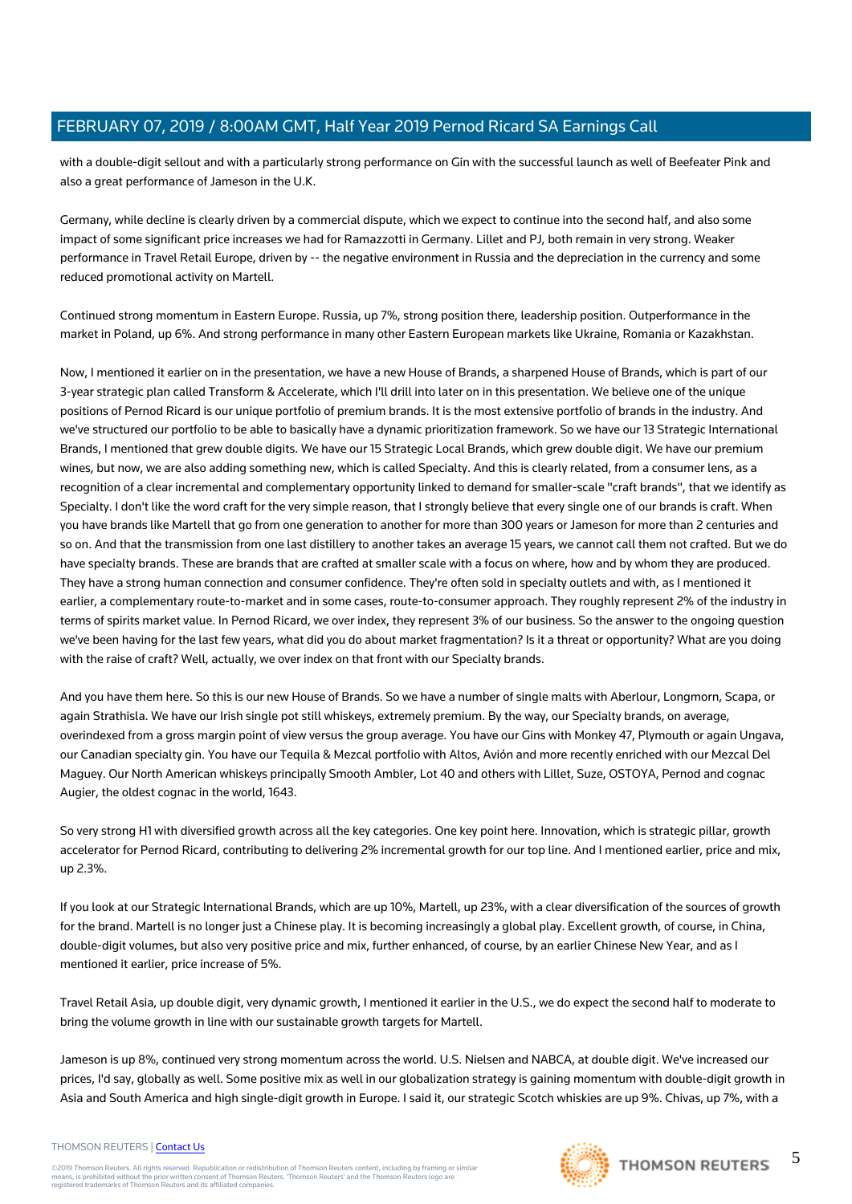with a double-digit sellout and with a particularly strong performance on Gin with the successful launch as well of Beefeater Pink and also a great performance of Jameson in the U.K.

Germany, while decline is clearly driven by a commercial dispute, which we expect to continue into the second half, and also some impact of some significant price increases we had for Ramazzotti in Germany. Lillet and PJ, both remain in very strong. Weaker performance in Travel Retail Europe, driven by -- the negative environment in Russia and the depreciation in the currency and some reduced promotional activity on Martell.

Continued strong momentum in Eastern Europe. Russia, up 7%, strong position there, leadership position. Outperformance in the market in Poland, up 6%. And strong performance in many other Eastern European markets like Ukraine, Romania or Kazakhstan.

Now, I mentioned it earlier on in the presentation, we have a new House of Brands, a sharpened House of Brands, which is part of our 3-year strategic plan called Transform & Accelerate, which I'll drill into later on in this presentation. We believe one of the unique positions of Pernod Ricard is our unique portfolio of premium brands. It is the most extensive portfolio of brands in the industry. And we've structured our portfolio to be able to basically have a dynamic prioritization framework. So we have our 13 Strategic International Brands, I mentioned that grew double digits. We have our 15 Strategic Local Brands, which grew double digit. We have our premium wines, but now, we are also adding something new, which is called Specialty. And this is clearly related, from a consumer lens, as a recognition of a clear incremental and complementary opportunity linked to demand for smaller-scale "craft brands", that we identify as Specialty. I don't like the word craft for the very simple reason, that I strongly believe that every single one of our brands is craft. When you have brands like Martell that go from one generation to another for more than 300 years or Jameson for more than 2 centuries and so on. And that the transmission from one last distillery to another takes an average 15 years, we cannot call them not crafted. But we do have specialty brands. These are brands that are crafted at smaller scale with a focus on where, how and by whom they are produced. They have a strong human connection and consumer confidence. They're often sold in specialty outlets and with, as I mentioned it earlier, a complementary route-to-market and in some cases, route-to-consumer approach. They roughly represent 2% of the industry in terms of spirits market value. In Pernod Ricard, we over index, they represent 3% of our business. So the answer to the ongoing question we've been having for the last few years, what did you do about market fragmentation? Is it a threat or opportunity? What are you doing with the raise of craft? Well, actually, we over index on that front with our Specialty brands.

And you have them here. So this is our new House of Brands. So we have a number of single malts with Aberlour, Longmorn, Scapa, or again Strathisla. We have our Irish single pot still whiskeys, extremely premium. By the way, our Specialty brands, on average, overindexed from a gross margin point of view versus the group average. You have our Gins with Monkey 47, Plymouth or again Ungava, our Canadian specialty gin. You have our Tequila & Mezcal portfolio with Altos, Avión and more recently enriched with our Mezcal Del Maguey. Our North American whiskeys principally Smooth Ambler, Lot 40 and others with Lillet, Suze, OSTOYA, Pernod and cognac Augier, the oldest cognac in the world, 1643.

So very strong H1 with diversified growth across all the key categories. One key point here. Innovation, which is strategic pillar, growth accelerator for Pernod Ricard, contributing to delivering 2% incremental growth for our top line. And I mentioned earlier, price and mix, up 2.3%.

If you look at our Strategic International Brands, which are up 10%, Martell, up 23%, with a clear diversification of the sources of growth for the brand. Martell is no longer just a Chinese play. It is becoming increasingly a global play. Excellent growth, of course, in China, double-digit volumes, but also very positive price and mix, further enhanced, of course, by an earlier Chinese New Year, and as I mentioned it earlier, price increase of 5%.

Travel Retail Asia, up double digit, very dynamic growth, I mentioned it earlier in the U.S., we do expect the second half to moderate to bring the volume growth in line with our sustainable growth targets for Martell.

Jameson is up 8%, continued very strong momentum across the world. U.S. Nielsen and NABCA, at double digit. We've increased our prices, I'd say, globally as well. Some positive mix as well in our globalization strategy is gaining momentum with double-digit growth in Asia and South America and high single-digit growth in Europe. I said it, our strategic Scotch whiskies are up 9%. Chivas, up 7%, with a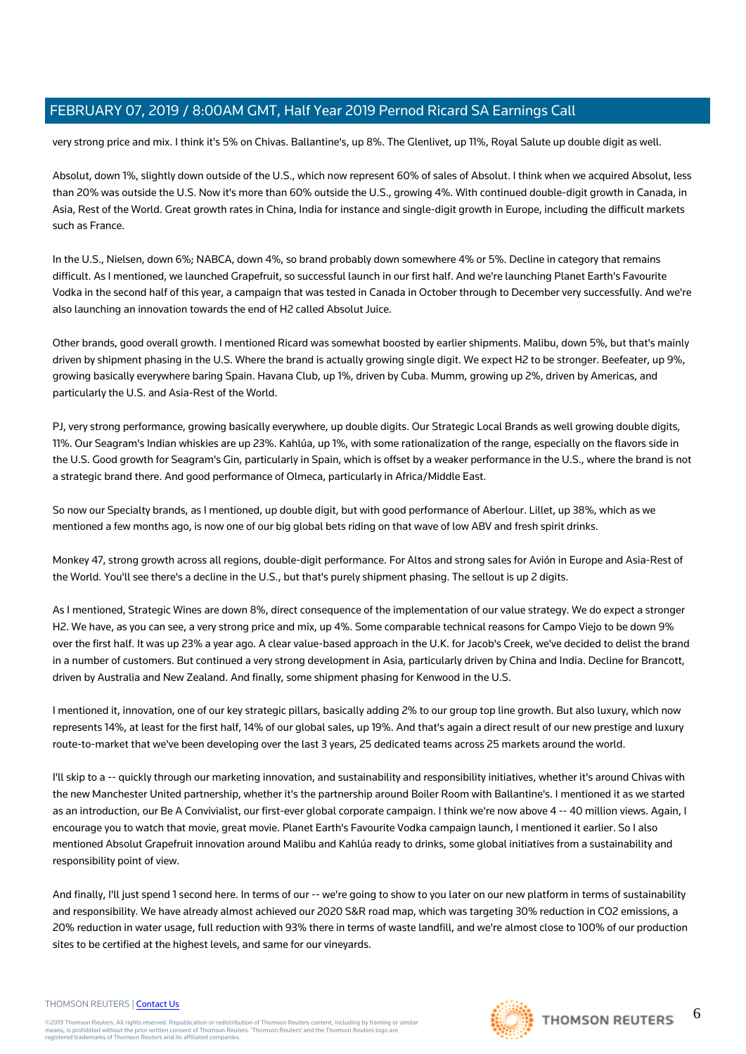very strong price and mix. I think it's 5% on Chivas. Ballantine's, up 8%. The Glenlivet, up 11%, Royal Salute up double digit as well.

Absolut, down 1%, slightly down outside of the U.S., which now represent 60% of sales of Absolut. I think when we acquired Absolut, less than 20% was outside the U.S. Now it's more than 60% outside the U.S., growing 4%. With continued double-digit growth in Canada, in Asia, Rest of the World. Great growth rates in China, India for instance and single-digit growth in Europe, including the difficult markets such as France.

In the U.S., Nielsen, down 6%; NABCA, down 4%, so brand probably down somewhere 4% or 5%. Decline in category that remains difficult. As I mentioned, we launched Grapefruit, so successful launch in our first half. And we're launching Planet Earth's Favourite Vodka in the second half of this year, a campaign that was tested in Canada in October through to December very successfully. And we're also launching an innovation towards the end of H2 called Absolut Juice.

Other brands, good overall growth. I mentioned Ricard was somewhat boosted by earlier shipments. Malibu, down 5%, but that's mainly driven by shipment phasing in the U.S. Where the brand is actually growing single digit. We expect H2 to be stronger. Beefeater, up 9%, growing basically everywhere baring Spain. Havana Club, up 1%, driven by Cuba. Mumm, growing up 2%, driven by Americas, and particularly the U.S. and Asia-Rest of the World.

PJ, very strong performance, growing basically everywhere, up double digits. Our Strategic Local Brands as well growing double digits, 11%. Our Seagram's Indian whiskies are up 23%. Kahlúa, up 1%, with some rationalization of the range, especially on the flavors side in the U.S. Good growth for Seagram's Gin, particularly in Spain, which is offset by a weaker performance in the U.S., where the brand is not a strategic brand there. And good performance of Olmeca, particularly in Africa/Middle East.

So now our Specialty brands, as I mentioned, up double digit, but with good performance of Aberlour. Lillet, up 38%, which as we mentioned a few months ago, is now one of our big global bets riding on that wave of low ABV and fresh spirit drinks.

Monkey 47, strong growth across all regions, double-digit performance. For Altos and strong sales for Avión in Europe and Asia-Rest of the World. You'll see there's a decline in the U.S., but that's purely shipment phasing. The sellout is up 2 digits.

As I mentioned, Strategic Wines are down 8%, direct consequence of the implementation of our value strategy. We do expect a stronger H2. We have, as you can see, a very strong price and mix, up 4%. Some comparable technical reasons for Campo Viejo to be down 9% over the first half. It was up 23% a year ago. A clear value-based approach in the U.K. for Jacob's Creek, we've decided to delist the brand in a number of customers. But continued a very strong development in Asia, particularly driven by China and India. Decline for Brancott, driven by Australia and New Zealand. And finally, some shipment phasing for Kenwood in the U.S.

I mentioned it, innovation, one of our key strategic pillars, basically adding 2% to our group top line growth. But also luxury, which now represents 14%, at least for the first half, 14% of our global sales, up 19%. And that's again a direct result of our new prestige and luxury route-to-market that we've been developing over the last 3 years, 25 dedicated teams across 25 markets around the world.

I'll skip to a -- quickly through our marketing innovation, and sustainability and responsibility initiatives, whether it's around Chivas with the new Manchester United partnership, whether it's the partnership around Boiler Room with Ballantine's. I mentioned it as we started as an introduction, our Be A Convivialist, our first-ever global corporate campaign. I think we're now above 4 -- 40 million views. Again, I encourage you to watch that movie, great movie. Planet Earth's Favourite Vodka campaign launch, I mentioned it earlier. So I also mentioned Absolut Grapefruit innovation around Malibu and Kahlúa ready to drinks, some global initiatives from a sustainability and responsibility point of view.

And finally, I'll just spend 1 second here. In terms of our -- we're going to show to you later on our new platform in terms of sustainability and responsibility. We have already almost achieved our 2020 S&R road map, which was targeting 30% reduction in $CO_2$ emissions, a 20% reduction in water usage, full reduction with 93% there in terms of waste landfill, and we're almost close to 100% of our production sites to be certified at the highest levels, and same for our vineyards.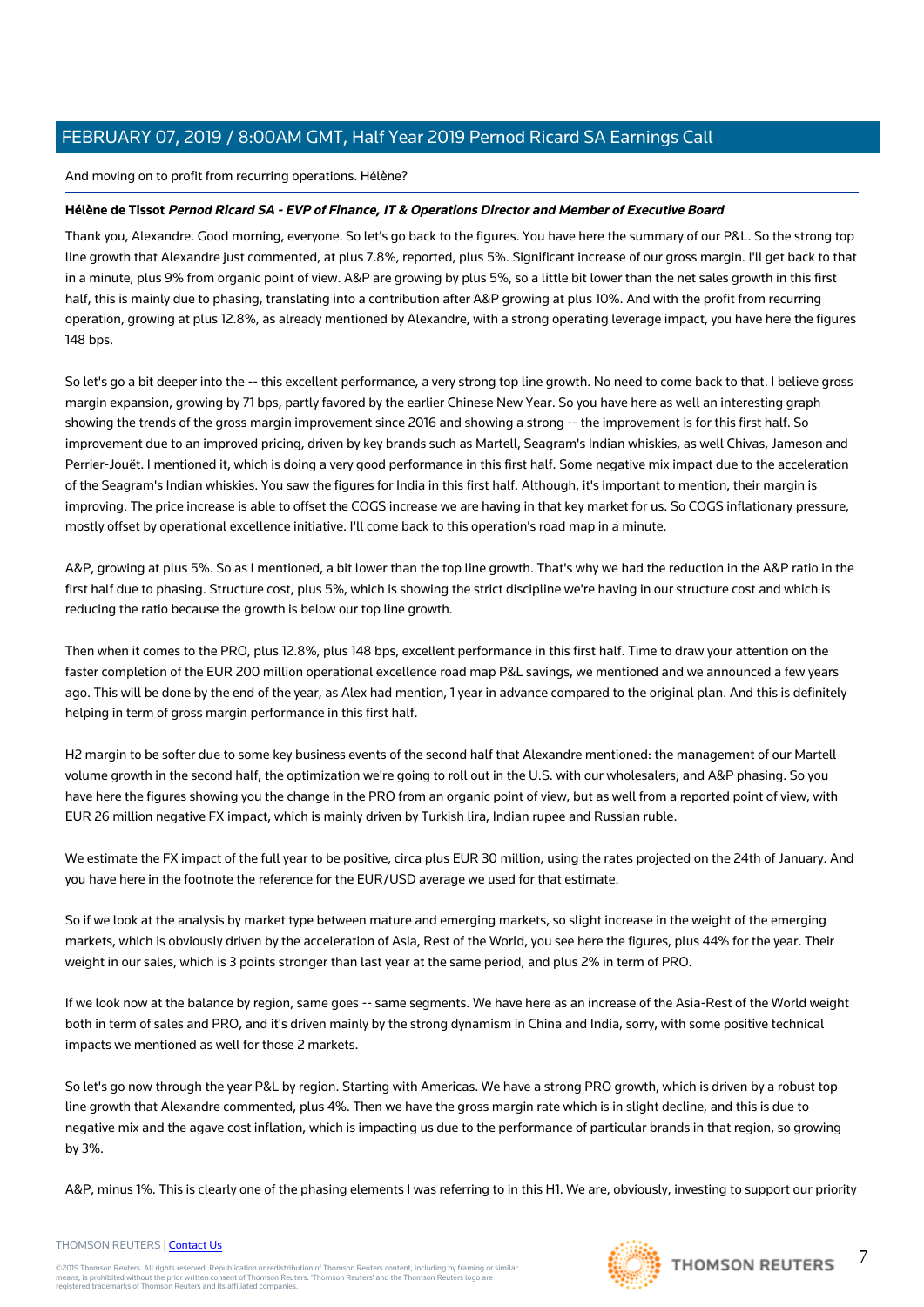And moving on to profit from recurring operations. Hélène?

**Hélène de Tissot** ***Pernod Ricard SA - EVP of Finance, IT & Operations Director and Member of Executive Board***

Thank you, Alexandre. Good morning, everyone. So let's go back to the figures. You have here the summary of our P&L. So the strong top line growth that Alexandre just commented, at plus 7.8%, reported, plus 5%. Significant increase of our gross margin. I'll get back to that in a minute, plus 9% from organic point of view. A&P are growing by plus 5%, so a little bit lower than the net sales growth in this first half, this is mainly due to phasing, translating into a contribution after A&P growing at plus 10%. And with the profit from recurring operation, growing at plus 12.8%, as already mentioned by Alexandre, with a strong operating leverage impact, you have here the figures 148 bps.

So let's go a bit deeper into the -- this excellent performance, a very strong top line growth. No need to come back to that. I believe gross margin expansion, growing by 71 bps, partly favored by the earlier Chinese New Year. So you have here as well an interesting graph showing the trends of the gross margin improvement since 2016 and showing a strong -- the improvement is for this first half. So improvement due to an improved pricing, driven by key brands such as Martell, Seagram's Indian whiskies, as well Chivas, Jameson and Perrier-Jouët. I mentioned it, which is doing a very good performance in this first half. Some negative mix impact due to the acceleration of the Seagram's Indian whiskies. You saw the figures for India in this first half. Although, it's important to mention, their margin is improving. The price increase is able to offset the COGS increase we are having in that key market for us. So COGS inflationary pressure, mostly offset by operational excellence initiative. I'll come back to this operation's road map in a minute.

A&P, growing at plus 5%. So as I mentioned, a bit lower than the top line growth. That's why we had the reduction in the A&P ratio in the first half due to phasing. Structure cost, plus 5%, which is showing the strict discipline we're having in our structure cost and which is reducing the ratio because the growth is below our top line growth.

Then when it comes to the PRO, plus 12.8%, plus 148 bps, excellent performance in this first half. Time to draw your attention on the faster completion of the EUR 200 million operational excellence road map P&L savings, we mentioned and we announced a few years ago. This will be done by the end of the year, as Alex had mention, 1 year in advance compared to the original plan. And this is definitely helping in term of gross margin performance in this first half.

H2 margin to be softer due to some key business events of the second half that Alexandre mentioned: the management of our Martell volume growth in the second half; the optimization we're going to roll out in the U.S. with our wholesalers; and A&P phasing. So you have here the figures showing you the change in the PRO from an organic point of view, but as well from a reported point of view, with EUR 26 million negative FX impact, which is mainly driven by Turkish lira, Indian rupee and Russian ruble.

We estimate the FX impact of the full year to be positive, circa plus EUR 30 million, using the rates projected on the 24th of January. And you have here in the footnote the reference for the EUR/USD average we used for that estimate.

So if we look at the analysis by market type between mature and emerging markets, so slight increase in the weight of the emerging markets, which is obviously driven by the acceleration of Asia, Rest of the World, you see here the figures, plus 44% for the year. Their weight in our sales, which is 3 points stronger than last year at the same period, and plus 2% in term of PRO.

If we look now at the balance by region, same goes -- same segments. We have here as an increase of the Asia-Rest of the World weight both in term of sales and PRO, and it's driven mainly by the strong dynamism in China and India, sorry, with some positive technical impacts we mentioned as well for those 2 markets.

So let's go now through the year P&L by region. Starting with Americas. We have a strong PRO growth, which is driven by a robust top line growth that Alexandre commented, plus 4%. Then we have the gross margin rate which is in slight decline, and this is due to negative mix and the agave cost inflation, which is impacting us due to the performance of particular brands in that region, so growing by 3%.

A&P, minus 1%. This is clearly one of the phasing elements I was referring to in this H1. We are, obviously, investing to support our priority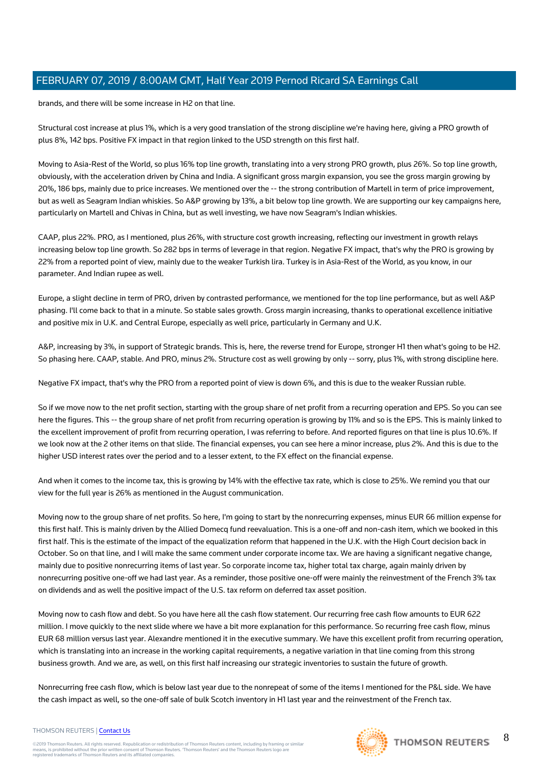brands, and there will be some increase in H2 on that line.

Structural cost increase at plus 1%, which is a very good translation of the strong discipline we're having here, giving a PRO growth of plus 8%, 142 bps. Positive FX impact in that region linked to the USD strength on this first half.

Moving to Asia-Rest of the World, so plus 16% top line growth, translating into a very strong PRO growth, plus 26%. So top line growth, obviously, with the acceleration driven by China and India. A significant gross margin expansion, you see the gross margin growing by 20%, 186 bps, mainly due to price increases. We mentioned over the -- the strong contribution of Martell in term of price improvement, but as well as Seagram Indian whiskies. So A&P growing by 13%, a bit below top line growth. We are supporting our key campaigns here, particularly on Martell and Chivas in China, but as well investing, we have now Seagram's Indian whiskies.

CAAP, plus 22%. PRO, as I mentioned, plus 26%, with structure cost growth increasing, reflecting our investment in growth relays increasing below top line growth. So 282 bps in terms of leverage in that region. Negative FX impact, that's why the PRO is growing by 22% from a reported point of view, mainly due to the weaker Turkish lira. Turkey is in Asia-Rest of the World, as you know, in our parameter. And Indian rupee as well.

Europe, a slight decline in term of PRO, driven by contrasted performance, we mentioned for the top line performance, but as well A&P phasing. I'll come back to that in a minute. So stable sales growth. Gross margin increasing, thanks to operational excellence initiative and positive mix in U.K. and Central Europe, especially as well price, particularly in Germany and U.K.

A&P, increasing by 3%, in support of Strategic brands. This is, here, the reverse trend for Europe, stronger H1 then what's going to be H2. So phasing here. CAAP, stable. And PRO, minus 2%. Structure cost as well growing by only -- sorry, plus 1%, with strong discipline here.

Negative FX impact, that's why the PRO from a reported point of view is down 6%, and this is due to the weaker Russian ruble.

So if we move now to the net profit section, starting with the group share of net profit from a recurring operation and EPS. So you can see here the figures. This -- the group share of net profit from recurring operation is growing by 11% and so is the EPS. This is mainly linked to the excellent improvement of profit from recurring operation, I was referring to before. And reported figures on that line is plus 10.6%. If we look now at the 2 other items on that slide. The financial expenses, you can see here a minor increase, plus 2%. And this is due to the higher USD interest rates over the period and to a lesser extent, to the FX effect on the financial expense.

And when it comes to the income tax, this is growing by 14% with the effective tax rate, which is close to 25%. We remind you that our view for the full year is 26% as mentioned in the August communication.

Moving now to the group share of net profits. So here, I'm going to start by the nonrecurring expenses, minus EUR 66 million expense for this first half. This is mainly driven by the Allied Domecq fund reevaluation. This is a one-off and non-cash item, which we booked in this first half. This is the estimate of the impact of the equalization reform that happened in the U.K. with the High Court decision back in October. So on that line, and I will make the same comment under corporate income tax. We are having a significant negative change, mainly due to positive nonrecurring items of last year. So corporate income tax, higher total tax charge, again mainly driven by nonrecurring positive one-off we had last year. As a reminder, those positive one-off were mainly the reinvestment of the French 3% tax on dividends and as well the positive impact of the U.S. tax reform on deferred tax asset position.

Moving now to cash flow and debt. So you have here all the cash flow statement. Our recurring free cash flow amounts to EUR 622 million. I move quickly to the next slide where we have a bit more explanation for this performance. So recurring free cash flow, minus EUR 68 million versus last year. Alexandre mentioned it in the executive summary. We have this excellent profit from recurring operation, which is translating into an increase in the working capital requirements, a negative variation in that line coming from this strong business growth. And we are, as well, on this first half increasing our strategic inventories to sustain the future of growth.

Nonrecurring free cash flow, which is below last year due to the nonrepeat of some of the items I mentioned for the P&L side. We have the cash impact as well, so the one-off sale of bulk Scotch inventory in H1 last year and the reinvestment of the French tax.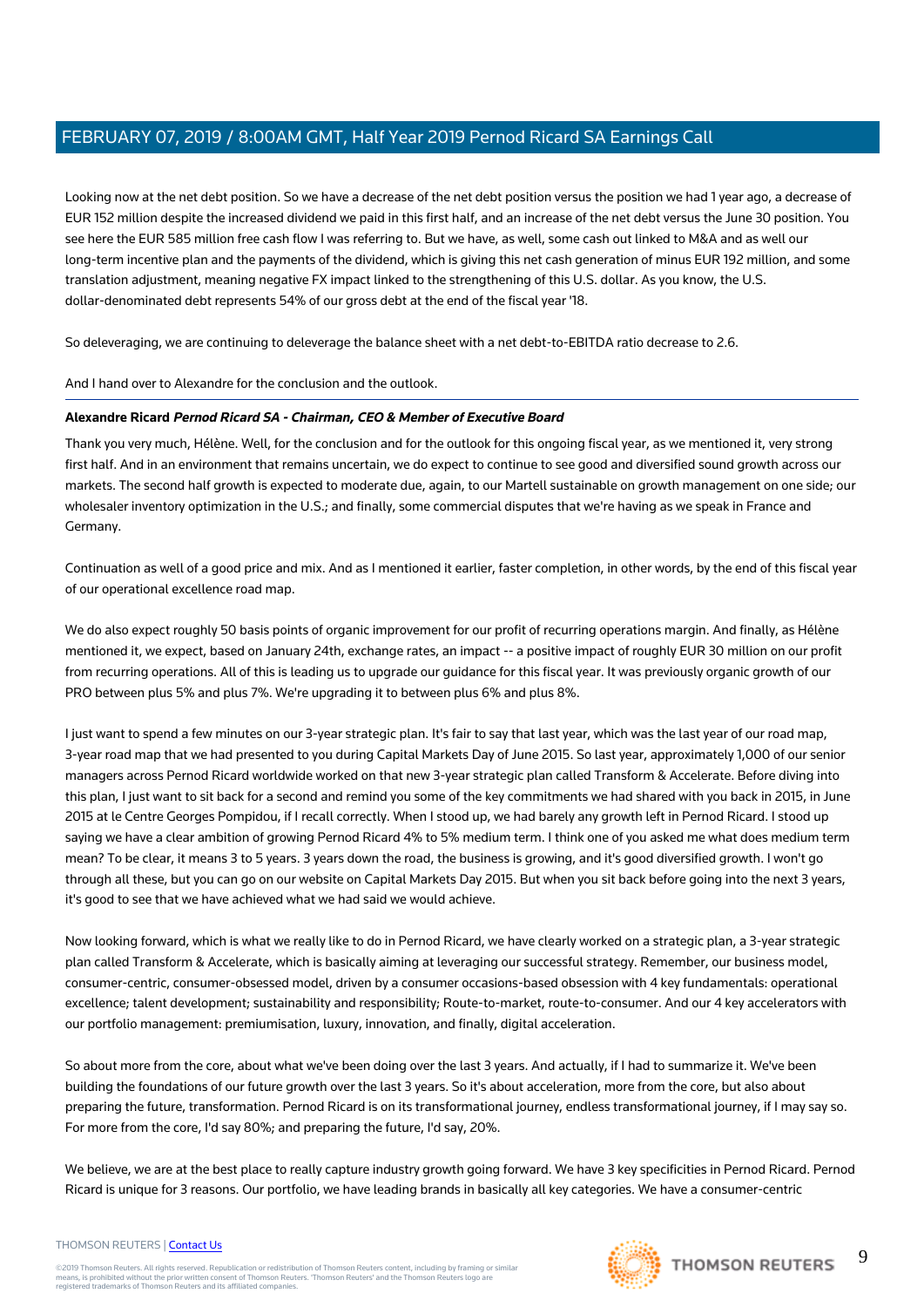Looking now at the net debt position. So we have a decrease of the net debt position versus the position we had 1 year ago, a decrease of EUR 152 million despite the increased dividend we paid in this first half, and an increase of the net debt versus the June 30 position. You see here the EUR 585 million free cash flow I was referring to. But we have, as well, some cash out linked to M&A and as well our long-term incentive plan and the payments of the dividend, which is giving this net cash generation of minus EUR 192 million, and some translation adjustment, meaning negative FX impact linked to the strengthening of this U.S. dollar. As you know, the U.S. dollar-denominated debt represents 54% of our gross debt at the end of the fiscal year '18.

So deleveraging, we are continuing to deleverage the balance sheet with a net debt-to-EBITDA ratio decrease to 2.6.

And I hand over to Alexandre for the conclusion and the outlook.

**Alexandre Ricard** ***Pernod Ricard SA - Chairman, CEO & Member of Executive Board***

Thank you very much, Hélène. Well, for the conclusion and for the outlook for this ongoing fiscal year, as we mentioned it, very strong first half. And in an environment that remains uncertain, we do expect to continue to see good and diversified sound growth across our markets. The second half growth is expected to moderate due, again, to our Martell sustainable on growth management on one side; our wholesaler inventory optimization in the U.S.; and finally, some commercial disputes that we're having as we speak in France and Germany.

Continuation as well of a good price and mix. And as I mentioned it earlier, faster completion, in other words, by the end of this fiscal year of our operational excellence road map.

We do also expect roughly 50 basis points of organic improvement for our profit of recurring operations margin. And finally, as Hélène mentioned it, we expect, based on January 24th, exchange rates, an impact -- a positive impact of roughly EUR 30 million on our profit from recurring operations. All of this is leading us to upgrade our guidance for this fiscal year. It was previously organic growth of our PRO between plus 5% and plus 7%. We're upgrading it to between plus 6% and plus 8%.

I just want to spend a few minutes on our 3-year strategic plan. It's fair to say that last year, which was the last year of our road map, 3-year road map that we had presented to you during Capital Markets Day of June 2015. So last year, approximately 1,000 of our senior managers across Pernod Ricard worldwide worked on that new 3-year strategic plan called Transform & Accelerate. Before diving into this plan, I just want to sit back for a second and remind you some of the key commitments we had shared with you back in 2015, in June 2015 at le Centre Georges Pompidou, if I recall correctly. When I stood up, we had barely any growth left in Pernod Ricard. I stood up saying we have a clear ambition of growing Pernod Ricard 4% to 5% medium term. I think one of you asked me what does medium term mean? To be clear, it means 3 to 5 years. 3 years down the road, the business is growing, and it's good diversified growth. I won't go through all these, but you can go on our website on Capital Markets Day 2015. But when you sit back before going into the next 3 years, it's good to see that we have achieved what we had said we would achieve.

Now looking forward, which is what we really like to do in Pernod Ricard, we have clearly worked on a strategic plan, a 3-year strategic plan called Transform & Accelerate, which is basically aiming at leveraging our successful strategy. Remember, our business model, consumer-centric, consumer-obsessed model, driven by a consumer occasions-based obsession with 4 key fundamentals: operational excellence; talent development; sustainability and responsibility; Route-to-market, route-to-consumer. And our 4 key accelerators with our portfolio management: premiumisation, luxury, innovation, and finally, digital acceleration.

So about more from the core, about what we've been doing over the last 3 years. And actually, if I had to summarize it. We've been building the foundations of our future growth over the last 3 years. So it's about acceleration, more from the core, but also about preparing the future, transformation. Pernod Ricard is on its transformational journey, endless transformational journey, if I may say so. For more from the core, I'd say 80%; and preparing the future, I'd say, 20%.

We believe, we are at the best place to really capture industry growth going forward. We have 3 key specificities in Pernod Ricard. Pernod Ricard is unique for 3 reasons. Our portfolio, we have leading brands in basically all key categories. We have a consumer-centric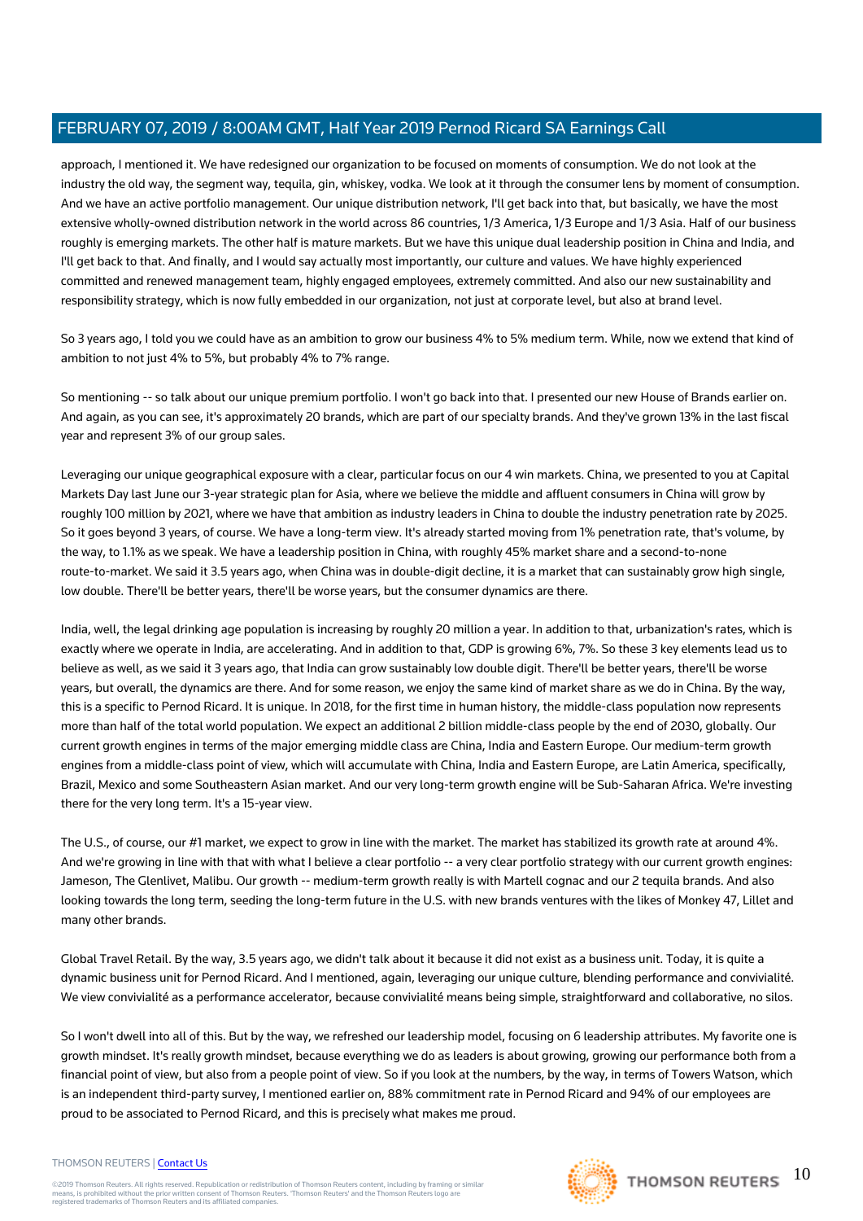approach, I mentioned it. We have redesigned our organization to be focused on moments of consumption. We do not look at the industry the old way, the segment way, tequila, gin, whiskey, vodka. We look at it through the consumer lens by moment of consumption. And we have an active portfolio management. Our unique distribution network, I'll get back into that, but basically, we have the most extensive wholly-owned distribution network in the world across 86 countries, 1/3 America, 1/3 Europe and 1/3 Asia. Half of our business roughly is emerging markets. The other half is mature markets. But we have this unique dual leadership position in China and India, and I'll get back to that. And finally, and I would say actually most importantly, our culture and values. We have highly experienced committed and renewed management team, highly engaged employees, extremely committed. And also our new sustainability and responsibility strategy, which is now fully embedded in our organization, not just at corporate level, but also at brand level.

So 3 years ago, I told you we could have as an ambition to grow our business 4% to 5% medium term. While, now we extend that kind of ambition to not just 4% to 5%, but probably 4% to 7% range.

So mentioning -- so talk about our unique premium portfolio. I won't go back into that. I presented our new House of Brands earlier on. And again, as you can see, it's approximately 20 brands, which are part of our specialty brands. And they've grown 13% in the last fiscal year and represent 3% of our group sales.

Leveraging our unique geographical exposure with a clear, particular focus on our 4 win markets. China, we presented to you at Capital Markets Day last June our 3-year strategic plan for Asia, where we believe the middle and affluent consumers in China will grow by roughly 100 million by 2021, where we have that ambition as industry leaders in China to double the industry penetration rate by 2025. So it goes beyond 3 years, of course. We have a long-term view. It's already started moving from 1% penetration rate, that's volume, by the way, to 1.1% as we speak. We have a leadership position in China, with roughly 45% market share and a second-to-none route-to-market. We said it 3.5 years ago, when China was in double-digit decline, it is a market that can sustainably grow high single, low double. There'll be better years, there'll be worse years, but the consumer dynamics are there.

India, well, the legal drinking age population is increasing by roughly 20 million a year. In addition to that, urbanization's rates, which is exactly where we operate in India, are accelerating. And in addition to that, GDP is growing 6%, 7%. So these 3 key elements lead us to believe as well, as we said it 3 years ago, that India can grow sustainably low double digit. There'll be better years, there'll be worse years, but overall, the dynamics are there. And for some reason, we enjoy the same kind of market share as we do in China. By the way, this is a specific to Pernod Ricard. It is unique. In 2018, for the first time in human history, the middle-class population now represents more than half of the total world population. We expect an additional 2 billion middle-class people by the end of 2030, globally. Our current growth engines in terms of the major emerging middle class are China, India and Eastern Europe. Our medium-term growth engines from a middle-class point of view, which will accumulate with China, India and Eastern Europe, are Latin America, specifically, Brazil, Mexico and some Southeastern Asian market. And our very long-term growth engine will be Sub-Saharan Africa. We're investing there for the very long term. It's a 15-year view.

The U.S., of course, our #1 market, we expect to grow in line with the market. The market has stabilized its growth rate at around 4%. And we're growing in line with that with what I believe a clear portfolio -- a very clear portfolio strategy with our current growth engines: Jameson, The Glenlivet, Malibu. Our growth -- medium-term growth really is with Martell cognac and our 2 tequila brands. And also looking towards the long term, seeding the long-term future in the U.S. with new brands ventures with the likes of Monkey 47, Lillet and many other brands.

Global Travel Retail. By the way, 3.5 years ago, we didn't talk about it because it did not exist as a business unit. Today, it is quite a dynamic business unit for Pernod Ricard. And I mentioned, again, leveraging our unique culture, blending performance and convivialité. We view convivialité as a performance accelerator, because convivialité means being simple, straightforward and collaborative, no silos.

So I won't dwell into all of this. But by the way, we refreshed our leadership model, focusing on 6 leadership attributes. My favorite one is growth mindset. It's really growth mindset, because everything we do as leaders is about growing, growing our performance both from a financial point of view, but also from a people point of view. So if you look at the numbers, by the way, in terms of Towers Watson, which is an independent third-party survey, I mentioned earlier on, 88% commitment rate in Pernod Ricard and 94% of our employees are proud to be associated to Pernod Ricard, and this is precisely what makes me proud.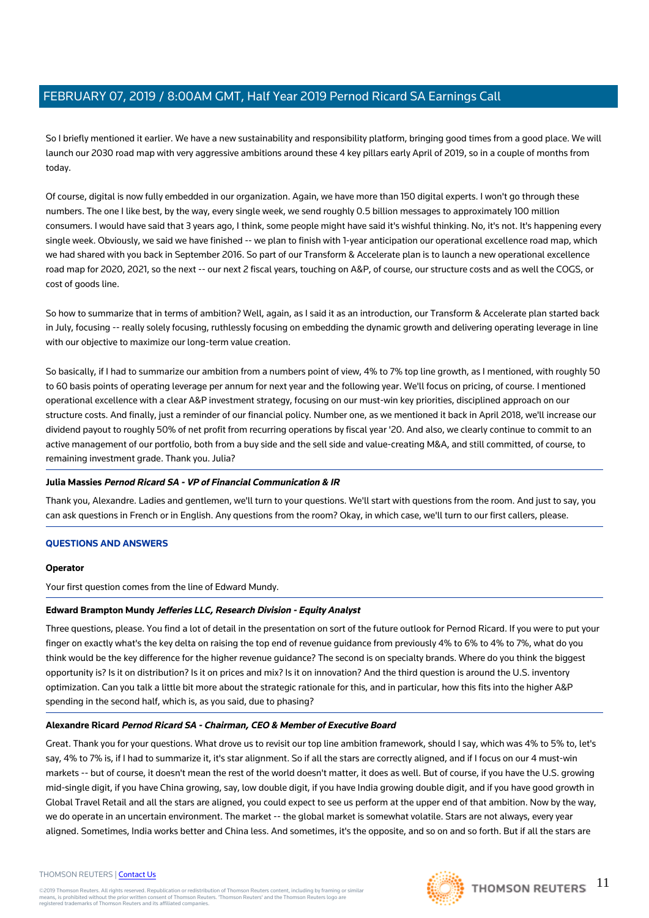So I briefly mentioned it earlier. We have a new sustainability and responsibility platform, bringing good times from a good place. We will launch our 2030 road map with very aggressive ambitions around these 4 key pillars early April of 2019, so in a couple of months from today.

Of course, digital is now fully embedded in our organization. Again, we have more than 150 digital experts. I won't go through these numbers. The one I like best, by the way, every single week, we send roughly 0.5 billion messages to approximately 100 million consumers. I would have said that 3 years ago, I think, some people might have said it's wishful thinking. No, it's not. It's happening every single week. Obviously, we said we have finished -- we plan to finish with 1-year anticipation our operational excellence road map, which we had shared with you back in September 2016. So part of our Transform & Accelerate plan is to launch a new operational excellence road map for 2020, 2021, so the next -- our next 2 fiscal years, touching on A&P, of course, our structure costs and as well the COGS, or cost of goods line.

So how to summarize that in terms of ambition? Well, again, as I said it as an introduction, our Transform & Accelerate plan started back in July, focusing -- really solely focusing, ruthlessly focusing on embedding the dynamic growth and delivering operating leverage in line with our objective to maximize our long-term value creation.

So basically, if I had to summarize our ambition from a numbers point of view, 4% to 7% top line growth, as I mentioned, with roughly 50 to 60 basis points of operating leverage per annum for next year and the following year. We'll focus on pricing, of course. I mentioned operational excellence with a clear A&P investment strategy, focusing on our must-win key priorities, disciplined approach on our structure costs. And finally, just a reminder of our financial policy. Number one, as we mentioned it back in April 2018, we'll increase our dividend payout to roughly 50% of net profit from recurring operations by fiscal year '20. And also, we clearly continue to commit to an active management of our portfolio, both from a buy side and the sell side and value-creating M&A, and still committed, of course, to remaining investment grade. Thank you. Julia?

**Julia Massies** ***Pernod Ricard SA - VP of Financial Communication & IR***

Thank you, Alexandre. Ladies and gentlemen, we'll turn to your questions. We'll start with questions from the room. And just to say, you can ask questions in French or in English. Any questions from the room? Okay, in which case, we'll turn to our first callers, please.

## QUESTIONS AND ANSWERS

**Operator**

Your first question comes from the line of Edward Mundy.

**Edward Brampton Mundy** ***Jefferies LLC, Research Division - Equity Analyst***

Three questions, please. You find a lot of detail in the presentation on sort of the future outlook for Pernod Ricard. If you were to put your finger on exactly what's the key delta on raising the top end of revenue guidance from previously 4% to 6% to 4% to 7%, what do you think would be the key difference for the higher revenue guidance? The second is on specialty brands. Where do you think the biggest opportunity is? Is it on distribution? Is it on prices and mix? Is it on innovation? And the third question is around the U.S. inventory optimization. Can you talk a little bit more about the strategic rationale for this, and in particular, how this fits into the higher A&P spending in the second half, which is, as you said, due to phasing?

**Alexandre Ricard** ***Pernod Ricard SA - Chairman, CEO & Member of Executive Board***

Great. Thank you for your questions. What drove us to revisit our top line ambition framework, should I say, which was 4% to 5% to, let's say, 4% to 7% is, if I had to summarize it, it's star alignment. So if all the stars are correctly aligned, and if I focus on our 4 must-win markets -- but of course, it doesn't mean the rest of the world doesn't matter, it does as well. But of course, if you have the U.S. growing mid-single digit, if you have China growing, say, low double digit, if you have India growing double digit, and if you have good growth in Global Travel Retail and all the stars are aligned, you could expect to see us perform at the upper end of that ambition. Now by the way, we do operate in an uncertain environment. The market -- the global market is somewhat volatile. Stars are not always, every year aligned. Sometimes, India works better and China less. And sometimes, it's the opposite, and so on and so forth. But if all the stars are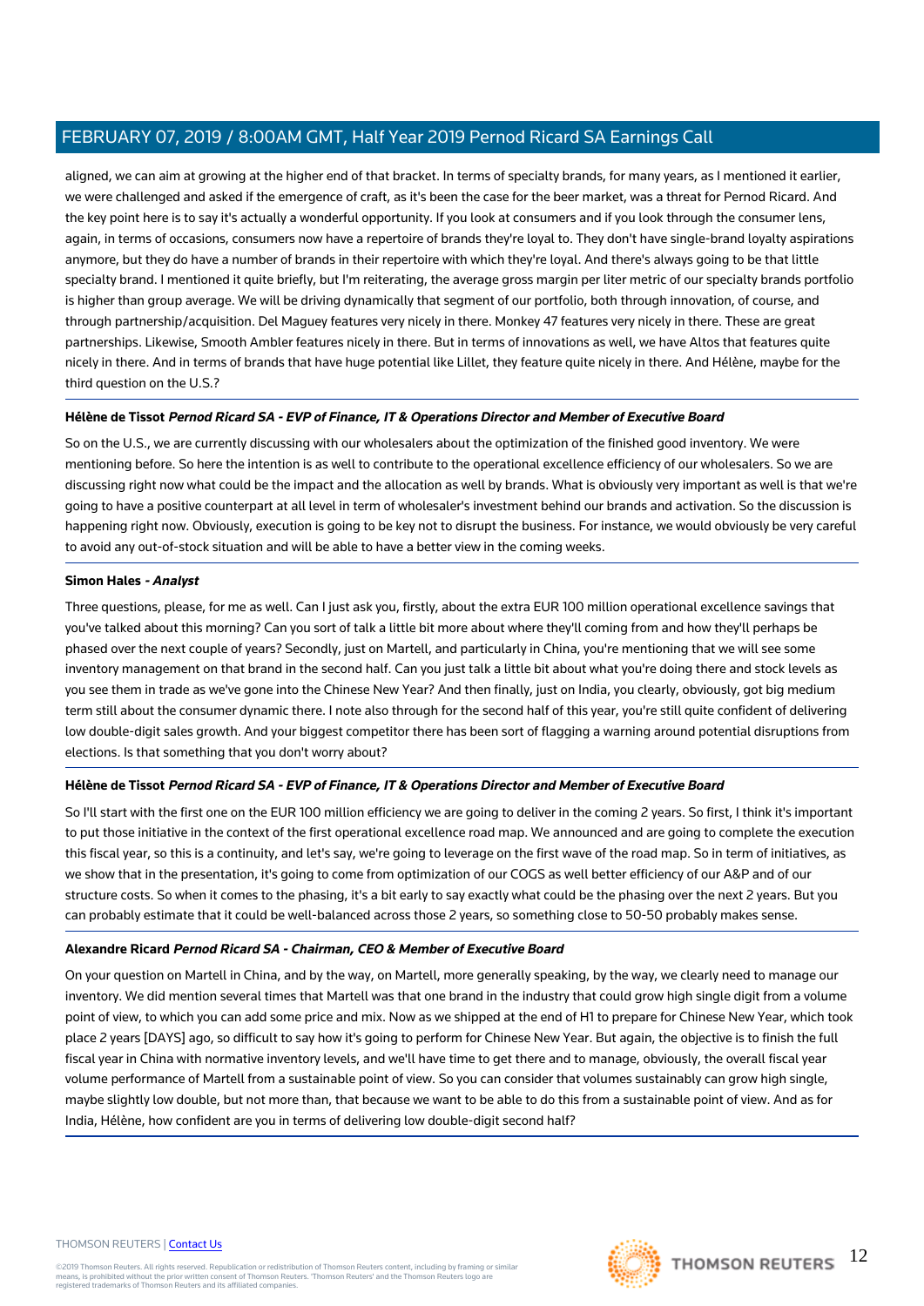aligned, we can aim at growing at the higher end of that bracket. In terms of specialty brands, for many years, as I mentioned it earlier, we were challenged and asked if the emergence of craft, as it's been the case for the beer market, was a threat for Pernod Ricard. And the key point here is to say it's actually a wonderful opportunity. If you look at consumers and if you look through the consumer lens, again, in terms of occasions, consumers now have a repertoire of brands they're loyal to. They don't have single-brand loyalty aspirations anymore, but they do have a number of brands in their repertoire with which they're loyal. And there's always going to be that little specialty brand. I mentioned it quite briefly, but I'm reiterating, the average gross margin per liter metric of our specialty brands portfolio is higher than group average. We will be driving dynamically that segment of our portfolio, both through innovation, of course, and through partnership/acquisition. Del Maguey features very nicely in there. Monkey 47 features very nicely in there. These are great partnerships. Likewise, Smooth Ambler features nicely in there. But in terms of innovations as well, we have Altos that features quite nicely in there. And in terms of brands that have huge potential like Lillet, they feature quite nicely in there. And Hélène, maybe for the third question on the U.S.?

**Hélène de Tissot** ***Pernod Ricard SA - EVP of Finance, IT & Operations Director and Member of Executive Board***

So on the U.S., we are currently discussing with our wholesalers about the optimization of the finished good inventory. We were mentioning before. So here the intention is as well to contribute to the operational excellence efficiency of our wholesalers. So we are discussing right now what could be the impact and the allocation as well by brands. What is obviously very important as well is that we're going to have a positive counterpart at all level in term of wholesaler's investment behind our brands and activation. So the discussion is happening right now. Obviously, execution is going to be key not to disrupt the business. For instance, we would obviously be very careful to avoid any out-of-stock situation and will be able to have a better view in the coming weeks.

**Simon Hales** ***- Analyst***

Three questions, please, for me as well. Can I just ask you, firstly, about the extra EUR 100 million operational excellence savings that you've talked about this morning? Can you sort of talk a little bit more about where they'll coming from and how they'll perhaps be phased over the next couple of years? Secondly, just on Martell, and particularly in China, you're mentioning that we will see some inventory management on that brand in the second half. Can you just talk a little bit about what you're doing there and stock levels as you see them in trade as we've gone into the Chinese New Year? And then finally, just on India, you clearly, obviously, got big medium term still about the consumer dynamic there. I note also through for the second half of this year, you're still quite confident of delivering low double-digit sales growth. And your biggest competitor there has been sort of flagging a warning around potential disruptions from elections. Is that something that you don't worry about?

**Hélène de Tissot** ***Pernod Ricard SA - EVP of Finance, IT & Operations Director and Member of Executive Board***

So I'll start with the first one on the EUR 100 million efficiency we are going to deliver in the coming 2 years. So first, I think it's important to put those initiative in the context of the first operational excellence road map. We announced and are going to complete the execution this fiscal year, so this is a continuity, and let's say, we're going to leverage on the first wave of the road map. So in term of initiatives, as we show that in the presentation, it's going to come from optimization of our COGS as well better efficiency of our A&P and of our structure costs. So when it comes to the phasing, it's a bit early to say exactly what could be the phasing over the next 2 years. But you can probably estimate that it could be well-balanced across those 2 years, so something close to 50-50 probably makes sense.

**Alexandre Ricard** ***Pernod Ricard SA - Chairman, CEO & Member of Executive Board***

On your question on Martell in China, and by the way, on Martell, more generally speaking, by the way, we clearly need to manage our inventory. We did mention several times that Martell was that one brand in the industry that could grow high single digit from a volume point of view, to which you can add some price and mix. Now as we shipped at the end of H1 to prepare for Chinese New Year, which took place 2 years [DAYS] ago, so difficult to say how it's going to perform for Chinese New Year. But again, the objective is to finish the full fiscal year in China with normative inventory levels, and we'll have time to get there and to manage, obviously, the overall fiscal year volume performance of Martell from a sustainable point of view. So you can consider that volumes sustainably can grow high single, maybe slightly low double, but not more than, that because we want to be able to do this from a sustainable point of view. And as for India, Hélène, how confident are you in terms of delivering low double-digit second half?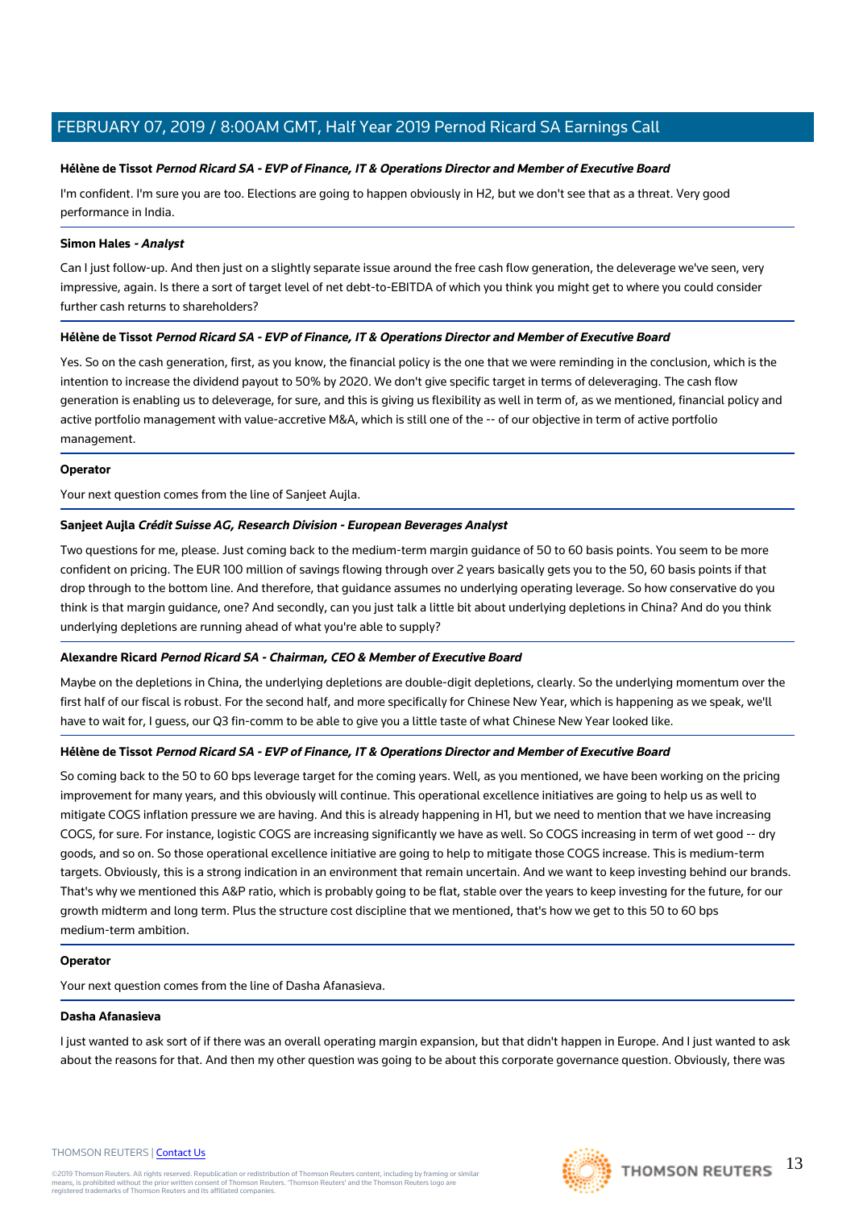**Hélène de Tissot** ***Pernod Ricard SA - EVP of Finance, IT & Operations Director and Member of Executive Board***

I'm confident. I'm sure you are too. Elections are going to happen obviously in H2, but we don't see that as a threat. Very good performance in India.

**Simon Hales** ***- Analyst***

Can I just follow-up. And then just on a slightly separate issue around the free cash flow generation, the deleverage we've seen, very impressive, again. Is there a sort of target level of net debt-to-EBITDA of which you think you might get to where you could consider further cash returns to shareholders?

**Hélène de Tissot** ***Pernod Ricard SA - EVP of Finance, IT & Operations Director and Member of Executive Board***

Yes. So on the cash generation, first, as you know, the financial policy is the one that we were reminding in the conclusion, which is the intention to increase the dividend payout to 50% by 2020. We don't give specific target in terms of deleveraging. The cash flow generation is enabling us to deleverage, for sure, and this is giving us flexibility as well in term of, as we mentioned, financial policy and active portfolio management with value-accretive M&A, which is still one of the -- of our objective in term of active portfolio management.

**Operator**

Your next question comes from the line of Sanjeet Aujla.

**Sanjeet Aujla** ***Crédit Suisse AG, Research Division - European Beverages Analyst***

Two questions for me, please. Just coming back to the medium-term margin guidance of 50 to 60 basis points. You seem to be more confident on pricing. The EUR 100 million of savings flowing through over 2 years basically gets you to the 50, 60 basis points if that drop through to the bottom line. And therefore, that guidance assumes no underlying operating leverage. So how conservative do you think is that margin guidance, one? And secondly, can you just talk a little bit about underlying depletions in China? And do you think underlying depletions are running ahead of what you're able to supply?

**Alexandre Ricard** ***Pernod Ricard SA - Chairman, CEO & Member of Executive Board***

Maybe on the depletions in China, the underlying depletions are double-digit depletions, clearly. So the underlying momentum over the first half of our fiscal is robust. For the second half, and more specifically for Chinese New Year, which is happening as we speak, we'll have to wait for, I guess, our Q3 fin-comm to be able to give you a little taste of what Chinese New Year looked like.

**Hélène de Tissot** ***Pernod Ricard SA - EVP of Finance, IT & Operations Director and Member of Executive Board***

So coming back to the 50 to 60 bps leverage target for the coming years. Well, as you mentioned, we have been working on the pricing improvement for many years, and this obviously will continue. This operational excellence initiatives are going to help us as well to mitigate COGS inflation pressure we are having. And this is already happening in H1, but we need to mention that we have increasing COGS, for sure. For instance, logistic COGS are increasing significantly we have as well. So COGS increasing in term of wet good -- dry goods, and so on. So those operational excellence initiative are going to help to mitigate those COGS increase. This is medium-term targets. Obviously, this is a strong indication in an environment that remain uncertain. And we want to keep investing behind our brands. That's why we mentioned this A&P ratio, which is probably going to be flat, stable over the years to keep investing for the future, for our growth midterm and long term. Plus the structure cost discipline that we mentioned, that's how we get to this 50 to 60 bps medium-term ambition.

**Operator**

Your next question comes from the line of Dasha Afanasieva.

**Dasha Afanasieva**

I just wanted to ask sort of if there was an overall operating margin expansion, but that didn't happen in Europe. And I just wanted to ask about the reasons for that. And then my other question was going to be about this corporate governance question. Obviously, there was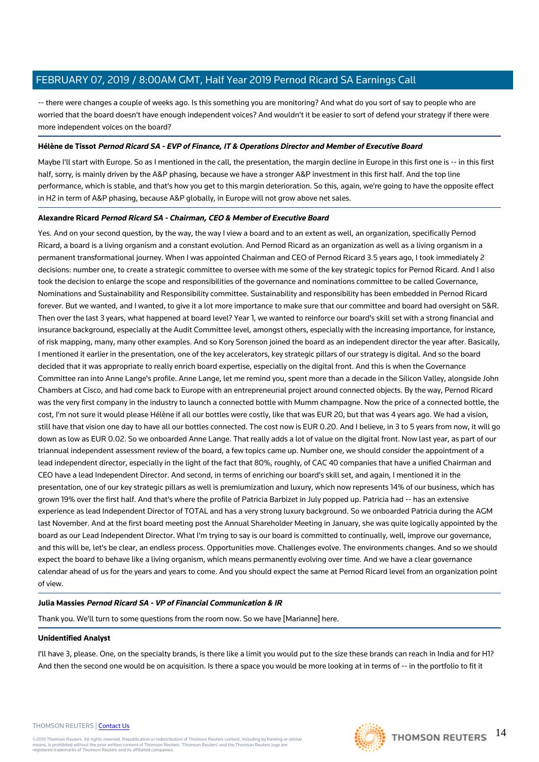-- there were changes a couple of weeks ago. Is this something you are monitoring? And what do you sort of say to people who are worried that the board doesn't have enough independent voices? And wouldn't it be easier to sort of defend your strategy if there were more independent voices on the board?

**Hélène de Tissot** ***Pernod Ricard SA - EVP of Finance, IT & Operations Director and Member of Executive Board***

Maybe I'll start with Europe. So as I mentioned in the call, the presentation, the margin decline in Europe in this first one is -- in this first half, sorry, is mainly driven by the A&P phasing, because we have a stronger A&P investment in this first half. And the top line performance, which is stable, and that's how you get to this margin deterioration. So this, again, we're going to have the opposite effect in H2 in term of A&P phasing, because A&P globally, in Europe will not grow above net sales.

**Alexandre Ricard** ***Pernod Ricard SA - Chairman, CEO & Member of Executive Board***

Yes. And on your second question, by the way, the way I view a board and to an extent as well, an organization, specifically Pernod Ricard, a board is a living organism and a constant evolution. And Pernod Ricard as an organization as well as a living organism in a permanent transformational journey. When I was appointed Chairman and CEO of Pernod Ricard 3.5 years ago, I took immediately 2 decisions: number one, to create a strategic committee to oversee with me some of the key strategic topics for Pernod Ricard. And I also took the decision to enlarge the scope and responsibilities of the governance and nominations committee to be called Governance, Nominations and Sustainability and Responsibility committee. Sustainability and responsibility has been embedded in Pernod Ricard forever. But we wanted, and I wanted, to give it a lot more importance to make sure that our committee and board had oversight on S&R. Then over the last 3 years, what happened at board level? Year 1, we wanted to reinforce our board's skill set with a strong financial and insurance background, especially at the Audit Committee level, amongst others, especially with the increasing importance, for instance, of risk mapping, many, many other examples. And so Kory Sorenson joined the board as an independent director the year after. Basically, I mentioned it earlier in the presentation, one of the key accelerators, key strategic pillars of our strategy is digital. And so the board decided that it was appropriate to really enrich board expertise, especially on the digital front. And this is when the Governance Committee ran into Anne Lange's profile. Anne Lange, let me remind you, spent more than a decade in the Silicon Valley, alongside John Chambers at Cisco, and had come back to Europe with an entrepreneurial project around connected objects. By the way, Pernod Ricard was the very first company in the industry to launch a connected bottle with Mumm champagne. Now the price of a connected bottle, the cost, I'm not sure it would please Hélène if all our bottles were costly, like that was EUR 20, but that was 4 years ago. We had a vision, still have that vision one day to have all our bottles connected. The cost now is EUR 0.20. And I believe, in 3 to 5 years from now, it will go down as low as EUR 0.02. So we onboarded Anne Lange. That really adds a lot of value on the digital front. Now last year, as part of our triannual independent assessment review of the board, a few topics came up. Number one, we should consider the appointment of a lead independent director, especially in the light of the fact that 80%, roughly, of CAC 40 companies that have a unified Chairman and CEO have a lead Independent Director. And second, in terms of enriching our board's skill set, and again, I mentioned it in the presentation, one of our key strategic pillars as well is premiumization and luxury, which now represents 14% of our business, which has grown 19% over the first half. And that's where the profile of Patricia Barbizet in July popped up. Patricia had -- has an extensive experience as lead Independent Director of TOTAL and has a very strong luxury background. So we onboarded Patricia during the AGM last November. And at the first board meeting post the Annual Shareholder Meeting in January, she was quite logically appointed by the board as our Lead Independent Director. What I'm trying to say is our board is committed to continually, well, improve our governance, and this will be, let's be clear, an endless process. Opportunities move. Challenges evolve. The environments changes. And so we should expect the board to behave like a living organism, which means permanently evolving over time. And we have a clear governance calendar ahead of us for the years and years to come. And you should expect the same at Pernod Ricard level from an organization point of view.

**Julia Massies** ***Pernod Ricard SA - VP of Financial Communication & IR***

Thank you. We'll turn to some questions from the room now. So we have [Marianne] here.

**Unidentified Analyst**

I'll have 3, please. One, on the specialty brands, is there like a limit you would put to the size these brands can reach in India and for H1? And then the second one would be on acquisition. Is there a space you would be more looking at in terms of -- in the portfolio to fit it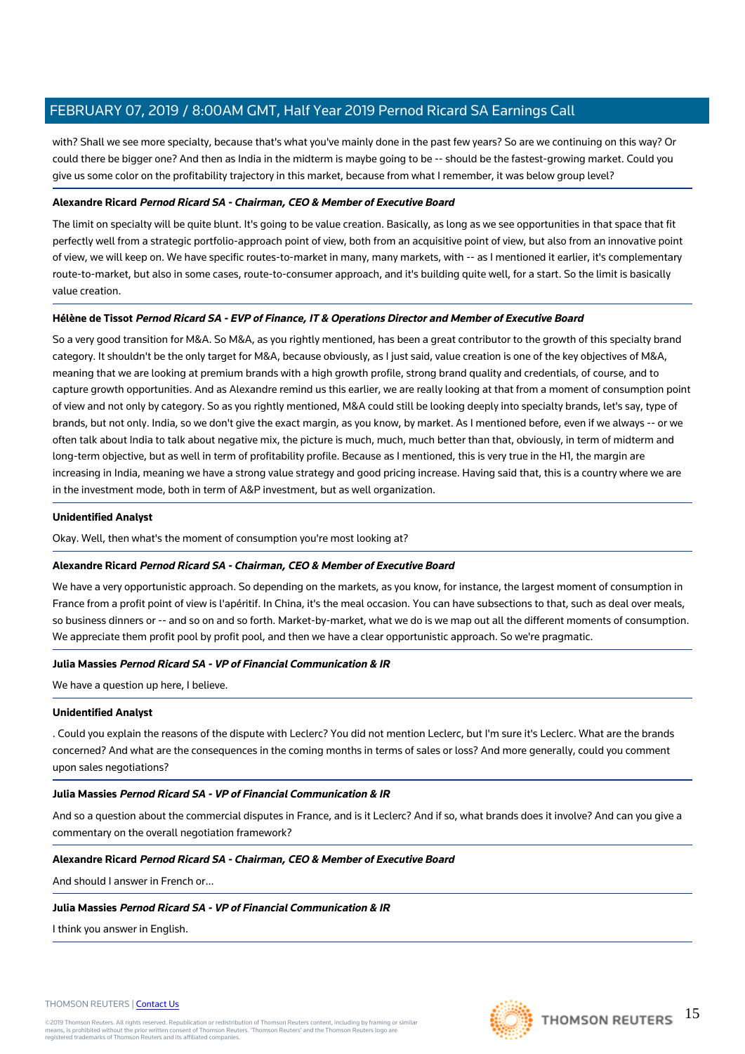with? Shall we see more specialty, because that's what you've mainly done in the past few years? So are we continuing on this way? Or could there be bigger one? And then as India in the midterm is maybe going to be -- should be the fastest-growing market. Could you give us some color on the profitability trajectory in this market, because from what I remember, it was below group level?

**Alexandre Ricard** ***Pernod Ricard SA - Chairman, CEO & Member of Executive Board***

The limit on specialty will be quite blunt. It's going to be value creation. Basically, as long as we see opportunities in that space that fit perfectly well from a strategic portfolio-approach point of view, both from an acquisitive point of view, but also from an innovative point of view, we will keep on. We have specific routes-to-market in many, many markets, with -- as I mentioned it earlier, it's complementary route-to-market, but also in some cases, route-to-consumer approach, and it's building quite well, for a start. So the limit is basically value creation.

**Hélène de Tissot** ***Pernod Ricard SA - EVP of Finance, IT & Operations Director and Member of Executive Board***

So a very good transition for M&A. So M&A, as you rightly mentioned, has been a great contributor to the growth of this specialty brand category. It shouldn't be the only target for M&A, because obviously, as I just said, value creation is one of the key objectives of M&A, meaning that we are looking at premium brands with a high growth profile, strong brand quality and credentials, of course, and to capture growth opportunities. And as Alexandre remind us this earlier, we are really looking at that from a moment of consumption point of view and not only by category. So as you rightly mentioned, M&A could still be looking deeply into specialty brands, let's say, type of brands, but not only. India, so we don't give the exact margin, as you know, by market. As I mentioned before, even if we always -- or we often talk about India to talk about negative mix, the picture is much, much, much better than that, obviously, in term of midterm and long-term objective, but as well in term of profitability profile. Because as I mentioned, this is very true in the H1, the margin are increasing in India, meaning we have a strong value strategy and good pricing increase. Having said that, this is a country where we are in the investment mode, both in term of A&P investment, but as well organization.

**Unidentified Analyst**

Okay. Well, then what's the moment of consumption you're most looking at?

**Alexandre Ricard** ***Pernod Ricard SA - Chairman, CEO & Member of Executive Board***

We have a very opportunistic approach. So depending on the markets, as you know, for instance, the largest moment of consumption in France from a profit point of view is l'apéritif. In China, it's the meal occasion. You can have subsections to that, such as deal over meals, so business dinners or -- and so on and so forth. Market-by-market, what we do is we map out all the different moments of consumption. We appreciate them profit pool by profit pool, and then we have a clear opportunistic approach. So we're pragmatic.

**Julia Massies** ***Pernod Ricard SA - VP of Financial Communication & IR***

We have a question up here, I believe.

**Unidentified Analyst**

. Could you explain the reasons of the dispute with Leclerc? You did not mention Leclerc, but I'm sure it's Leclerc. What are the brands concerned? And what are the consequences in the coming months in terms of sales or loss? And more generally, could you comment upon sales negotiations?

**Julia Massies** ***Pernod Ricard SA - VP of Financial Communication & IR***

And so a question about the commercial disputes in France, and is it Leclerc? And if so, what brands does it involve? And can you give a commentary on the overall negotiation framework?

**Alexandre Ricard** ***Pernod Ricard SA - Chairman, CEO & Member of Executive Board***

And should I answer in French or...

**Julia Massies** ***Pernod Ricard SA - VP of Financial Communication & IR***

I think you answer in English.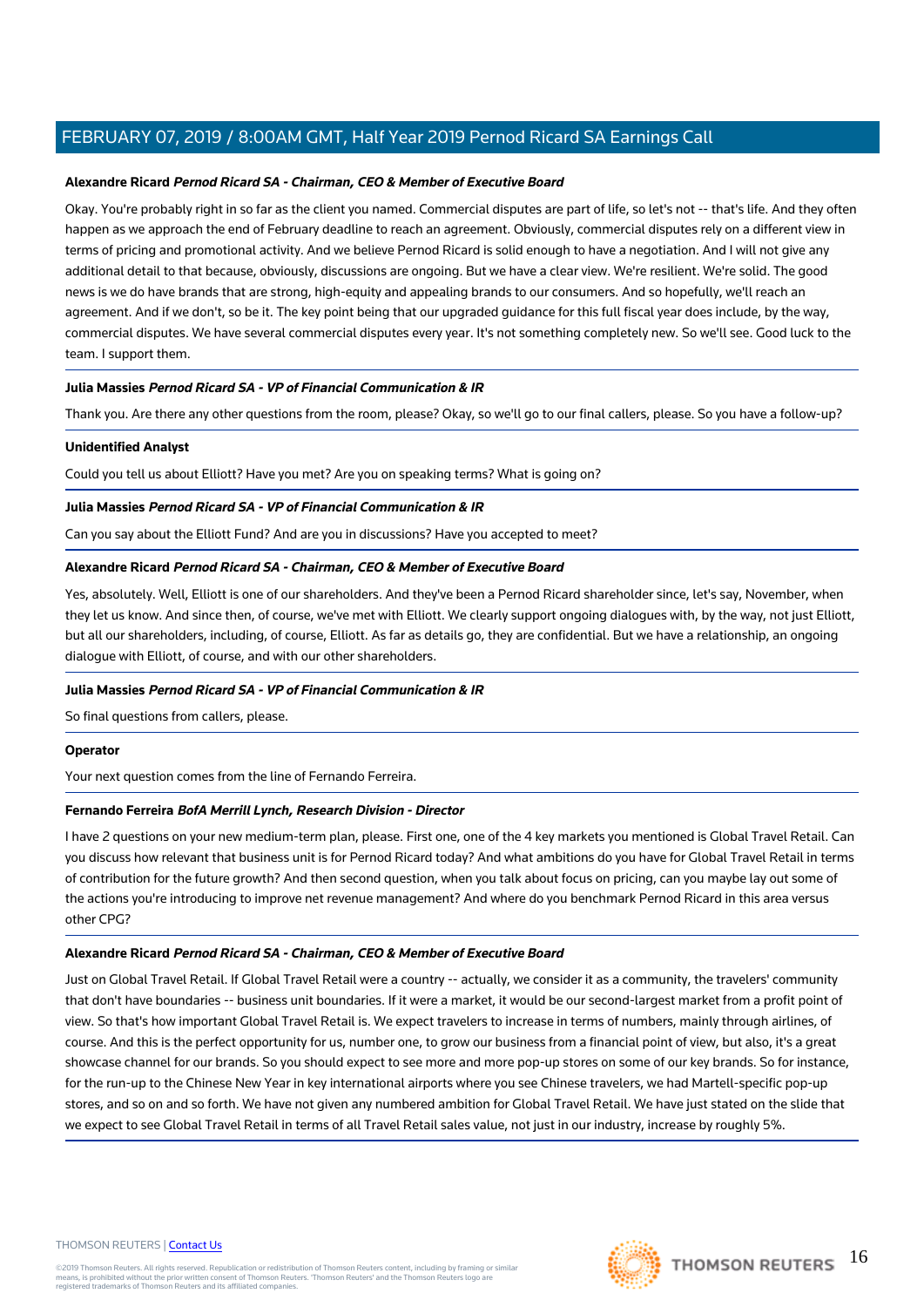**Alexandre Ricard** ***Pernod Ricard SA - Chairman, CEO & Member of Executive Board***

Okay. You're probably right in so far as the client you named. Commercial disputes are part of life, so let's not -- that's life. And they often happen as we approach the end of February deadline to reach an agreement. Obviously, commercial disputes rely on a different view in terms of pricing and promotional activity. And we believe Pernod Ricard is solid enough to have a negotiation. And I will not give any additional detail to that because, obviously, discussions are ongoing. But we have a clear view. We're resilient. We're solid. The good news is we do have brands that are strong, high-equity and appealing brands to our consumers. And so hopefully, we'll reach an agreement. And if we don't, so be it. The key point being that our upgraded guidance for this full fiscal year does include, by the way, commercial disputes. We have several commercial disputes every year. It's not something completely new. So we'll see. Good luck to the team. I support them.

---

**Julia Massies** ***Pernod Ricard SA - VP of Financial Communication & IR***

Thank you. Are there any other questions from the room, please? Okay, so we'll go to our final callers, please. So you have a follow-up?

---

**Unidentified Analyst**

Could you tell us about Elliott? Have you met? Are you on speaking terms? What is going on?

---

**Julia Massies** ***Pernod Ricard SA - VP of Financial Communication & IR***

Can you say about the Elliott Fund? And are you in discussions? Have you accepted to meet?

---

**Alexandre Ricard** ***Pernod Ricard SA - Chairman, CEO & Member of Executive Board***

Yes, absolutely. Well, Elliott is one of our shareholders. And they've been a Pernod Ricard shareholder since, let's say, November, when they let us know. And since then, of course, we've met with Elliott. We clearly support ongoing dialogues with, by the way, not just Elliott, but all our shareholders, including, of course, Elliott. As far as details go, they are confidential. But we have a relationship, an ongoing dialogue with Elliott, of course, and with our other shareholders.

---

**Julia Massies** ***Pernod Ricard SA - VP of Financial Communication & IR***

So final questions from callers, please.

---

**Operator**

Your next question comes from the line of Fernando Ferreira.

---

**Fernando Ferreira** ***BofA Merrill Lynch, Research Division - Director***

I have 2 questions on your new medium-term plan, please. First one, one of the 4 key markets you mentioned is Global Travel Retail. Can you discuss how relevant that business unit is for Pernod Ricard today? And what ambitions do you have for Global Travel Retail in terms of contribution for the future growth? And then second question, when you talk about focus on pricing, can you maybe lay out some of the actions you're introducing to improve net revenue management? And where do you benchmark Pernod Ricard in this area versus other CPG?

---

**Alexandre Ricard** ***Pernod Ricard SA - Chairman, CEO & Member of Executive Board***

Just on Global Travel Retail. If Global Travel Retail were a country -- actually, we consider it as a community, the travelers' community that don't have boundaries -- business unit boundaries. If it were a market, it would be our second-largest market from a profit point of view. So that's how important Global Travel Retail is. We expect travelers to increase in terms of numbers, mainly through airlines, of course. And this is the perfect opportunity for us, number one, to grow our business from a financial point of view, but also, it's a great showcase channel for our brands. So you should expect to see more and more pop-up stores on some of our key brands. So for instance, for the run-up to the Chinese New Year in key international airports where you see Chinese travelers, we had Martell-specific pop-up stores, and so on and so forth. We have not given any numbered ambition for Global Travel Retail. We have just stated on the slide that we expect to see Global Travel Retail in terms of all Travel Retail sales value, not just in our industry, increase by roughly 5%.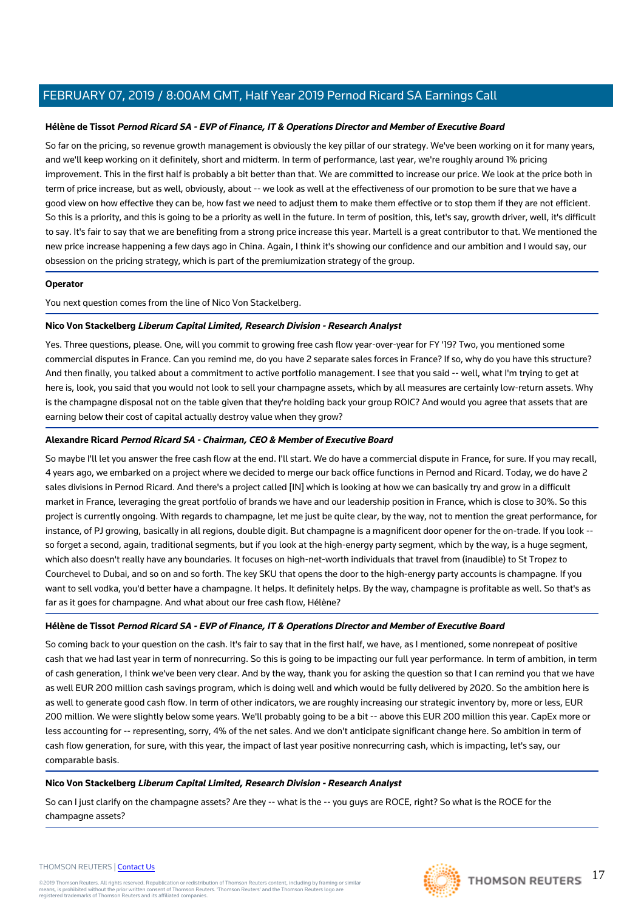**Hélène de Tissot** ***Pernod Ricard SA - EVP of Finance, IT & Operations Director and Member of Executive Board***

So far on the pricing, so revenue growth management is obviously the key pillar of our strategy. We've been working on it for many years, and we'll keep working on it definitely, short and midterm. In term of performance, last year, we're roughly around 1% pricing improvement. This in the first half is probably a bit better than that. We are committed to increase our price. We look at the price both in term of price increase, but as well, obviously, about -- we look as well at the effectiveness of our promotion to be sure that we have a good view on how effective they can be, how fast we need to adjust them to make them effective or to stop them if they are not efficient. So this is a priority, and this is going to be a priority as well in the future. In term of position, this, let's say, growth driver, well, it's difficult to say. It's fair to say that we are benefiting from a strong price increase this year. Martell is a great contributor to that. We mentioned the new price increase happening a few days ago in China. Again, I think it's showing our confidence and our ambition and I would say, our obsession on the pricing strategy, which is part of the premiumization strategy of the group.

**Operator**

You next question comes from the line of Nico Von Stackelberg.

**Nico Von Stackelberg** ***Liberum Capital Limited, Research Division - Research Analyst***

Yes. Three questions, please. One, will you commit to growing free cash flow year-over-year for FY '19? Two, you mentioned some commercial disputes in France. Can you remind me, do you have 2 separate sales forces in France? If so, why do you have this structure? And then finally, you talked about a commitment to active portfolio management. I see that you said -- well, what I'm trying to get at here is, look, you said that you would not look to sell your champagne assets, which by all measures are certainly low-return assets. Why is the champagne disposal not on the table given that they're holding back your group ROIC? And would you agree that assets that are earning below their cost of capital actually destroy value when they grow?

**Alexandre Ricard** ***Pernod Ricard SA - Chairman, CEO & Member of Executive Board***

So maybe I'll let you answer the free cash flow at the end. I'll start. We do have a commercial dispute in France, for sure. If you may recall, 4 years ago, we embarked on a project where we decided to merge our back office functions in Pernod and Ricard. Today, we do have 2 sales divisions in Pernod Ricard. And there's a project called [IN] which is looking at how we can basically try and grow in a difficult market in France, leveraging the great portfolio of brands we have and our leadership position in France, which is close to 30%. So this project is currently ongoing. With regards to champagne, let me just be quite clear, by the way, not to mention the great performance, for instance, of PJ growing, basically in all regions, double digit. But champagne is a magnificent door opener for the on-trade. If you look -- so forget a second, again, traditional segments, but if you look at the high-energy party segment, which by the way, is a huge segment, which also doesn't really have any boundaries. It focuses on high-net-worth individuals that travel from (inaudible) to St Tropez to Courchevel to Dubai, and so on and so forth. The key SKU that opens the door to the high-energy party accounts is champagne. If you want to sell vodka, you'd better have a champagne. It helps. It definitely helps. By the way, champagne is profitable as well. So that's as far as it goes for champagne. And what about our free cash flow, Hélène?

**Hélène de Tissot** ***Pernod Ricard SA - EVP of Finance, IT & Operations Director and Member of Executive Board***

So coming back to your question on the cash. It's fair to say that in the first half, we have, as I mentioned, some nonrepeat of positive cash that we had last year in term of nonrecurring. So this is going to be impacting our full year performance. In term of ambition, in term of cash generation, I think we've been very clear. And by the way, thank you for asking the question so that I can remind you that we have as well EUR 200 million cash savings program, which is doing well and which would be fully delivered by 2020. So the ambition here is as well to generate good cash flow. In term of other indicators, we are roughly increasing our strategic inventory by, more or less, EUR 200 million. We were slightly below some years. We'll probably going to be a bit -- above this EUR 200 million this year. CapEx more or less accounting for -- representing, sorry, 4% of the net sales. And we don't anticipate significant change here. So ambition in term of cash flow generation, for sure, with this year, the impact of last year positive nonrecurring cash, which is impacting, let's say, our comparable basis.

**Nico Von Stackelberg** ***Liberum Capital Limited, Research Division - Research Analyst***

So can I just clarify on the champagne assets? Are they -- what is the -- you guys are ROCE, right? So what is the ROCE for the champagne assets?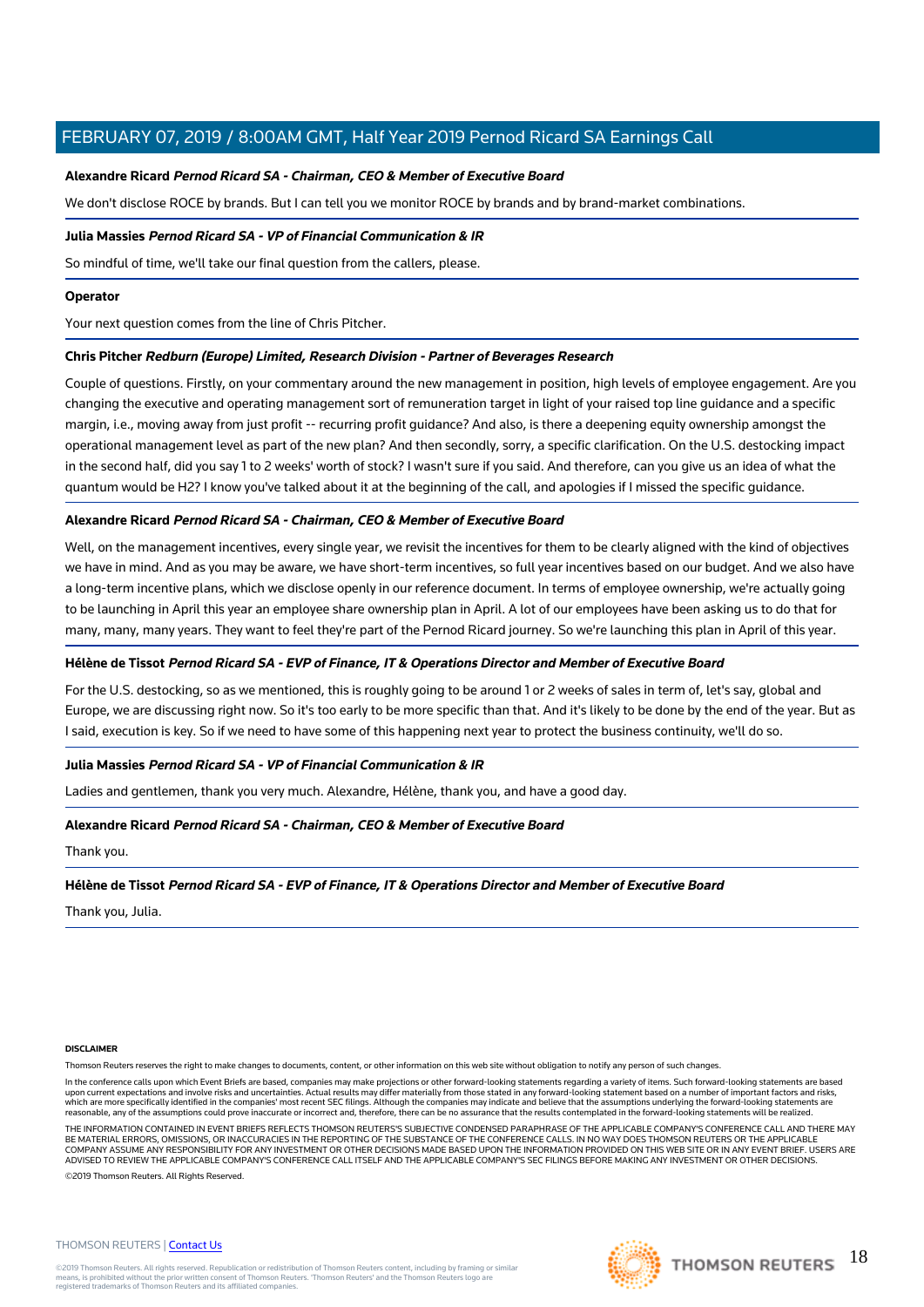**Alexandre Ricard** ***Pernod Ricard SA - Chairman, CEO & Member of Executive Board***

We don't disclose ROCE by brands. But I can tell you we monitor ROCE by brands and by brand-market combinations.

**Julia Massies** ***Pernod Ricard SA - VP of Financial Communication & IR***

So mindful of time, we'll take our final question from the callers, please.

**Operator**

Your next question comes from the line of Chris Pitcher.

**Chris Pitcher** ***Redburn (Europe) Limited, Research Division - Partner of Beverages Research***

Couple of questions. Firstly, on your commentary around the new management in position, high levels of employee engagement. Are you changing the executive and operating management sort of remuneration target in light of your raised top line guidance and a specific margin, i.e., moving away from just profit -- recurring profit guidance? And also, is there a deepening equity ownership amongst the operational management level as part of the new plan? And then secondly, sorry, a specific clarification. On the U.S. destocking impact in the second half, did you say 1 to 2 weeks' worth of stock? I wasn't sure if you said. And therefore, can you give us an idea of what the quantum would be H2? I know you've talked about it at the beginning of the call, and apologies if I missed the specific guidance.

**Alexandre Ricard** ***Pernod Ricard SA - Chairman, CEO & Member of Executive Board***

Well, on the management incentives, every single year, we revisit the incentives for them to be clearly aligned with the kind of objectives we have in mind. And as you may be aware, we have short-term incentives, so full year incentives based on our budget. And we also have a long-term incentive plans, which we disclose openly in our reference document. In terms of employee ownership, we're actually going to be launching in April this year an employee share ownership plan in April. A lot of our employees have been asking us to do that for many, many, many years. They want to feel they're part of the Pernod Ricard journey. So we're launching this plan in April of this year.

**Hélène de Tissot** ***Pernod Ricard SA - EVP of Finance, IT & Operations Director and Member of Executive Board***

For the U.S. destocking, so as we mentioned, this is roughly going to be around 1 or 2 weeks of sales in term of, let's say, global and Europe, we are discussing right now. So it's too early to be more specific than that. And it's likely to be done by the end of the year. But as I said, execution is key. So if we need to have some of this happening next year to protect the business continuity, we'll do so.

**Julia Massies** ***Pernod Ricard SA - VP of Financial Communication & IR***

Ladies and gentlemen, thank you very much. Alexandre, Hélène, thank you, and have a good day.

**Alexandre Ricard** ***Pernod Ricard SA - Chairman, CEO & Member of Executive Board***

Thank you.

**Hélène de Tissot** ***Pernod Ricard SA - EVP of Finance, IT & Operations Director and Member of Executive Board***

Thank you, Julia.

**DISCLAIMER**

Thomson Reuters reserves the right to make changes to documents, content, or other information on this web site without obligation to notify any person of such changes.

In the conference calls upon which Event Briefs are based, companies may make projections or other forward-looking statements regarding a variety of items. Such forward-looking statements are based upon current expectations and involve risks and uncertainties. Actual results may differ materially from those stated in any forward-looking statement based on a number of important factors and risks, which are more specifically identified in the companies' most recent SEC filings. Although the companies may indicate and believe that the assumptions underlying the forward-looking statements are reasonable, any of the assumptions could prove inaccurate or incorrect and, therefore, there can be no assurance that the results contemplated in the forward-looking statements will be realized.

THE INFORMATION CONTAINED IN EVENT BRIEFS REFLECTS THOMSON REUTERS'S SUBJECTIVE CONDENSED PARAPHRASE OF THE APPLICABLE COMPANY'S CONFERENCE CALL AND THERE MAY BE MATERIAL ERRORS, OMISSIONS, OR INACCURACIES IN THE REPORTING OF THE SUBSTANCE OF THE CONFERENCE CALLS. IN NO WAY DOES THOMSON REUTERS OR THE APPLICABLE COMPANY ASSUME ANY RESPONSIBILITY FOR ANY INVESTMENT OR OTHER DECISIONS MADE BASED UPON THE INFORMATION PROVIDED ON THIS WEB SITE OR IN ANY EVENT BRIEF. USERS ARE ADVISED TO REVIEW THE APPLICABLE COMPANY'S CONFERENCE CALL ITSELF AND THE APPLICABLE COMPANY'S SEC FILINGS BEFORE MAKING ANY INVESTMENT OR OTHER DECISIONS.

©2019 Thomson Reuters. All Rights Reserved.